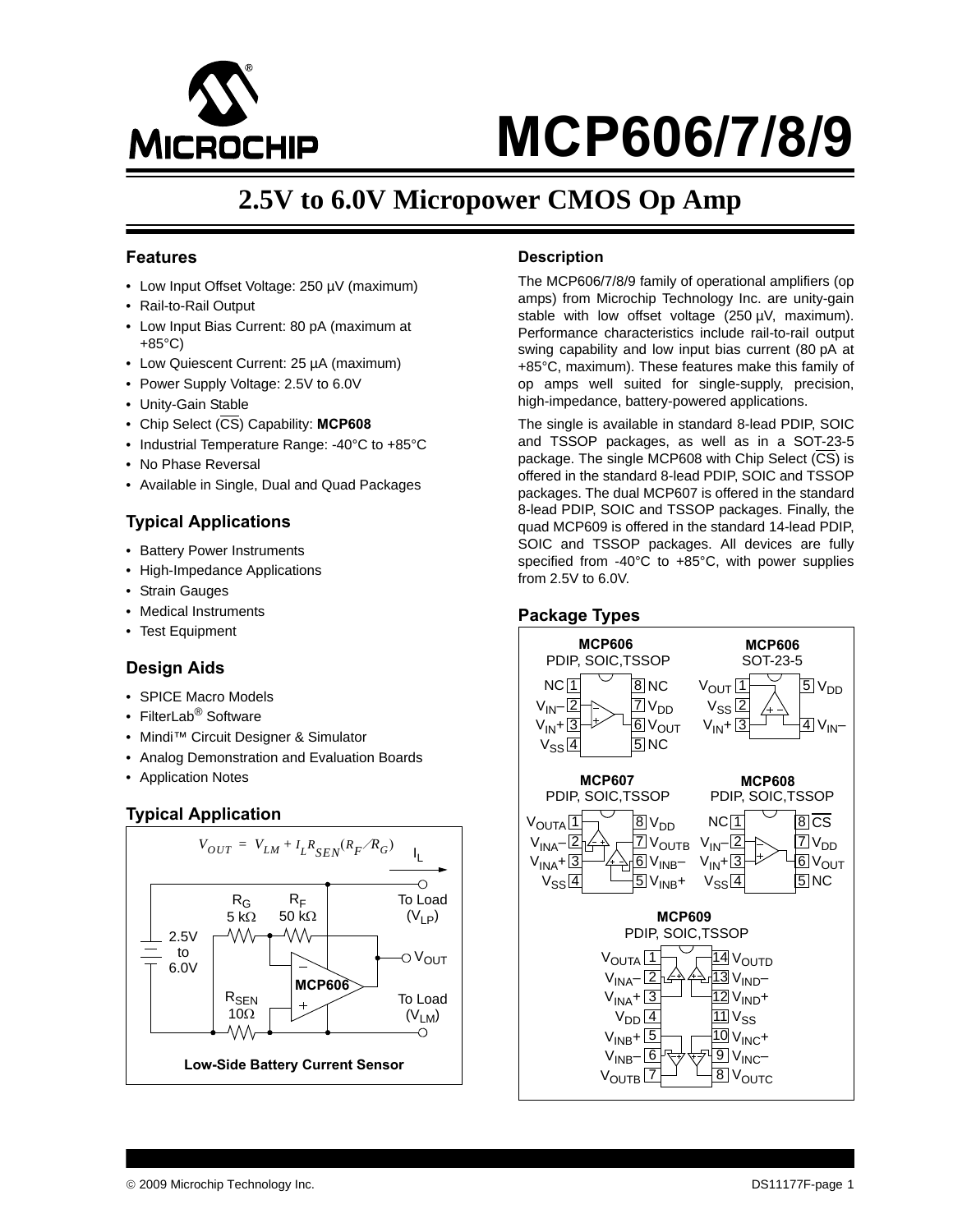# MCP606/7/8/9

## 2.5V to 6.0V Micropower CMOS Op Amp

### Features

- Low Input Offset Voltage: 250 µV (maximum)
- Rail-to-Rail Output
- Low Input Bias Current: 80 pA (maximum at +85°C)
- Low Quiescent Current: 25 µA (maximum)
- Power Supply Voltage: 2.5V to 6.0V
- Unity-Gain Stable
- Chip Select ($\overline{CS}$) Capability: **MCP608**
- Industrial Temperature Range: -40°C to +85°C
- No Phase Reversal
- Available in Single, Dual and Quad Packages

### Typical Applications

- Battery Power Instruments
- High-Impedance Applications
- Strain Gauges
- Medical Instruments
- Test Equipment

### Design Aids

- SPICE Macro Models
- FilterLab® Software
- Mindi™ Circuit Designer & Simulator
- Analog Demonstration and Evaluation Boards
- Application Notes

### Typical Application

$$V_{OUT} = V_{LM} + I_L R_{SEN} (R_F / R_G)$$

Circuit: 2.5V to 6.0V supply; $R_G$ 5 kΩ; $R_F$ 50 kΩ; $R_{SEN}$ 10Ω; MCP606; $I_L$; To Load ($V_{LP}$); $V_{OUT}$; To Load ($V_{LM}$)

**Low-Side Battery Current Sensor**

### Description

The MCP606/7/8/9 family of operational amplifiers (op amps) from Microchip Technology Inc. are unity-gain stable with low offset voltage (250 µV, maximum). Performance characteristics include rail-to-rail output swing capability and low input bias current (80 pA at +85°C, maximum). These features make this family of op amps well suited for single-supply, precision, high-impedance, battery-powered applications.

The single is available in standard 8-lead PDIP, SOIC and TSSOP packages, as well as in a SOT-23-5 package. The single MCP608 with Chip Select ($\overline{CS}$) is offered in the standard 8-lead PDIP, SOIC and TSSOP packages. The dual MCP607 is offered in the standard 8-lead PDIP, SOIC and TSSOP packages. Finally, the quad MCP609 is offered in the standard 14-lead PDIP, SOIC and TSSOP packages. All devices are fully specified from -40°C to +85°C, with power supplies from 2.5V to 6.0V.

### Package Types

**MCP606 PDIP, SOIC, TSSOP**

| Pin | Name | Pin | Name |
|---|---|---|---|
| 1 | NC | 8 | NC |
| 2 | $V_{IN}$– | 7 | $V_{DD}$ |
| 3 | $V_{IN}$+ | 6 | $V_{OUT}$ |
| 4 | $V_{SS}$ | 5 | NC |

**MCP606 SOT-23-5**

| Pin | Name | Pin | Name |
|---|---|---|---|
| 1 | $V_{OUT}$ | 5 | $V_{DD}$ |
| 2 | $V_{SS}$ | | |
| 3 | $V_{IN}$+ | 4 | $V_{IN}$– |

**MCP607 PDIP, SOIC, TSSOP**

| Pin | Name | Pin | Name |
|---|---|---|---|
| 1 | $V_{OUTA}$ | 8 | $V_{DD}$ |
| 2 | $V_{INA}$– | 7 | $V_{OUTB}$ |
| 3 | $V_{INA}$+ | 6 | $V_{INB}$– |
| 4 | $V_{SS}$ | 5 | $V_{INB}$+ |

**MCP608 PDIP, SOIC, TSSOP**

| Pin | Name | Pin | Name |
|---|---|---|---|
| 1 | NC | 8 | $\overline{CS}$ |
| 2 | $V_{IN}$– | 7 | $V_{DD}$ |
| 3 | $V_{IN}$+ | 6 | $V_{OUT}$ |
| 4 | $V_{SS}$ | 5 | NC |

**MCP609 PDIP, SOIC, TSSOP**

| Pin | Name | Pin | Name |
|---|---|---|---|
| 1 | $V_{OUTA}$ | 14 | $V_{OUTD}$ |
| 2 | $V_{INA}$– | 13 | $V_{IND}$– |
| 3 | $V_{INA}$+ | 12 | $V_{IND}$+ |
| 4 | $V_{DD}$ | 11 | $V_{SS}$ |
| 5 | $V_{INB}$+ | 10 | $V_{INC}$+ |
| 6 | $V_{INB}$– | 9 | $V_{INC}$– |
| 7 | $V_{OUTB}$ | 8 | $V_{OUTC}$ |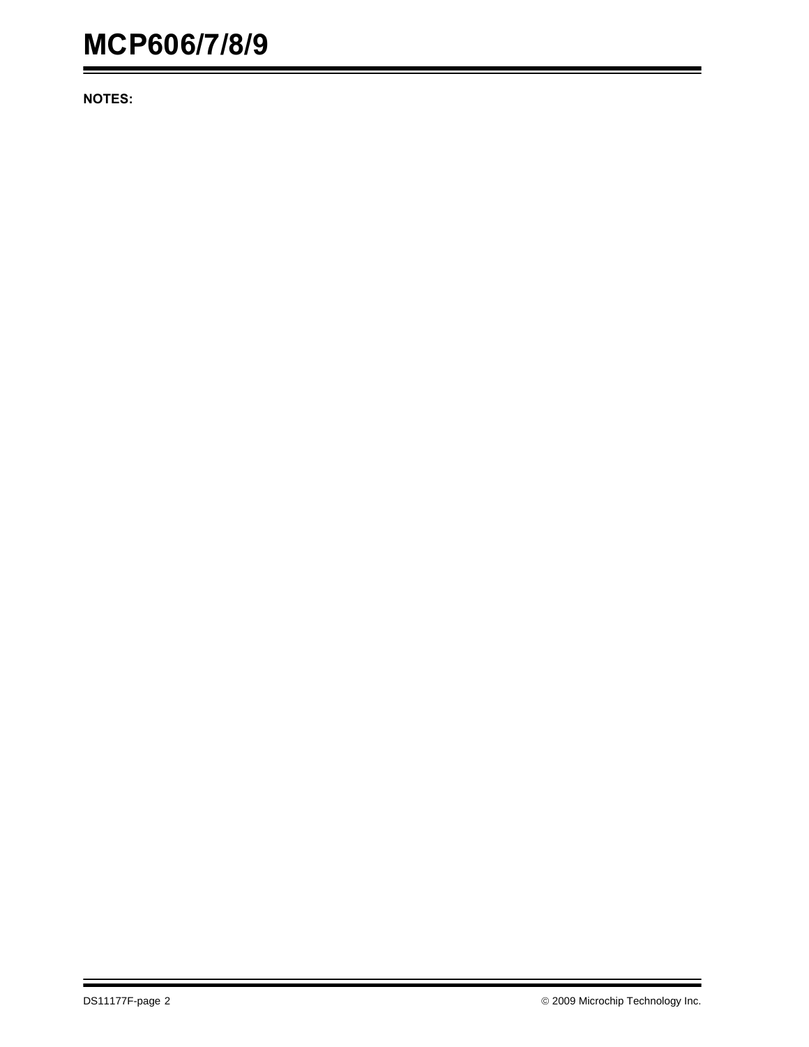**NOTES:**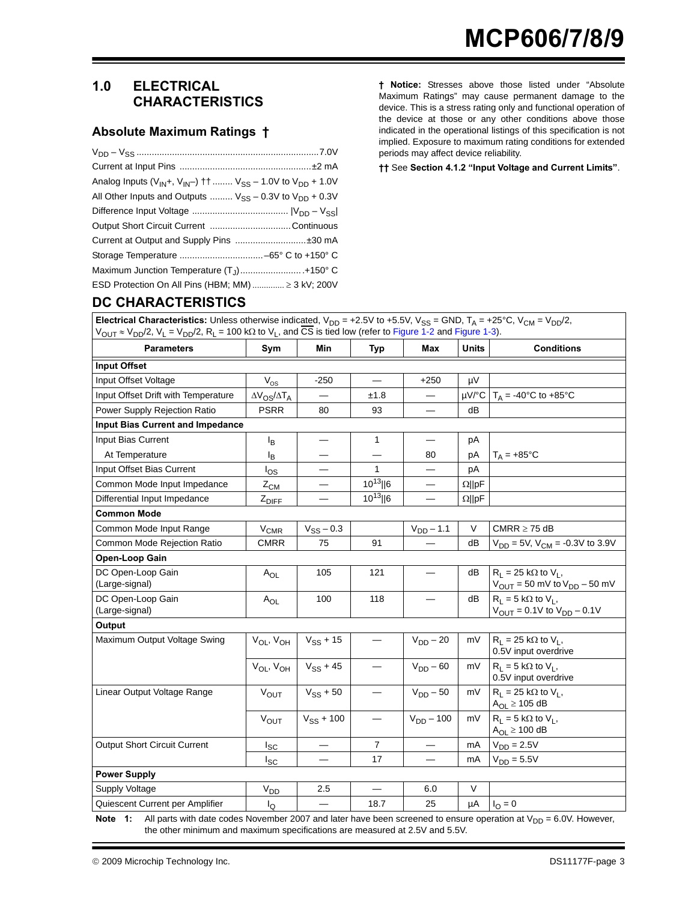## 1.0 ELECTRICAL CHARACTERISTICS

### Absolute Maximum Ratings †

$V_{DD} - V_{SS}$ ....... 7.0V

Current at Input Pins ....... ±2 mA

Analog Inputs ($V_{IN}$+, $V_{IN}$–) †† ....... $V_{SS}$ – 1.0V to $V_{DD}$ + 1.0V

All Other Inputs and Outputs ....... $V_{SS}$ – 0.3V to $V_{DD}$ + 0.3V

Difference Input Voltage ....... $|V_{DD} - V_{SS}|$

Output Short Circuit Current ....... Continuous

Current at Output and Supply Pins ....... ±30 mA

Storage Temperature ....... –65° C to +150° C

Maximum Junction Temperature ($T_J$) ....... +150° C

ESD Protection On All Pins (HBM; MM) ....... ≥ 3 kV; 200V

**† Notice:** Stresses above those listed under "Absolute Maximum Ratings" may cause permanent damage to the device. This is a stress rating only and functional operation of the device at those or any other conditions above those indicated in the operational listings of this specification is not implied. Exposure to maximum rating conditions for extended periods may affect device reliability.

**††** See **Section 4.1.2 "Input Voltage and Current Limits"**.

## DC CHARACTERISTICS

**Electrical Characteristics:** Unless otherwise indicated, $V_{DD}$ = +2.5V to +5.5V, $V_{SS}$ = GND, $T_A$ = +25°C, $V_{CM} = V_{DD}/2$, $V_{OUT} \approx V_{DD}/2$, $V_L = V_{DD}/2$, $R_L$ = 100 kΩ to $V_L$, and $\overline{CS}$ is tied low (refer to Figure 1-2 and Figure 1-3).

| Parameters | Sym | Min | Typ | Max | Units | Conditions |
|---|---|---|---|---|---|---|
| **Input Offset** | | | | | | |
| Input Offset Voltage | $V_{OS}$ | -250 | — | +250 | µV | |
| Input Offset Drift with Temperature | $\Delta V_{OS}/\Delta T_A$ | — | ±1.8 | — | µV/°C | $T_A$ = -40°C to +85°C |
| Power Supply Rejection Ratio | PSRR | 80 | 93 | — | dB | |
| **Input Bias Current and Impedance** | | | | | | |
| Input Bias Current | $I_B$ | — | 1 | — | pA | |
| At Temperature | $I_B$ | — | — | 80 | pA | $T_A$ = +85°C |
| Input Offset Bias Current | $I_{OS}$ | — | 1 | — | pA | |
| Common Mode Input Impedance | $Z_{CM}$ | — | $10^{13}$‖6 | — | Ω‖pF | |
| Differential Input Impedance | $Z_{DIFF}$ | — | $10^{13}$‖6 | — | Ω‖pF | |
| **Common Mode** | | | | | | |
| Common Mode Input Range | $V_{CMR}$ | $V_{SS}$ – 0.3 | | $V_{DD}$ – 1.1 | V | CMRR ≥ 75 dB |
| Common Mode Rejection Ratio | CMRR | 75 | 91 | — | dB | $V_{DD}$ = 5V, $V_{CM}$ = -0.3V to 3.9V |
| **Open-Loop Gain** | | | | | | |
| DC Open-Loop Gain (Large-signal) | $A_{OL}$ | 105 | 121 | — | dB | $R_L$ = 25 kΩ to $V_L$, $V_{OUT}$ = 50 mV to $V_{DD}$ – 50 mV |
| DC Open-Loop Gain (Large-signal) | $A_{OL}$ | 100 | 118 | — | dB | $R_L$ = 5 kΩ to $V_L$, $V_{OUT}$ = 0.1V to $V_{DD}$ – 0.1V |
| **Output** | | | | | | |
| Maximum Output Voltage Swing | $V_{OL}$, $V_{OH}$ | $V_{SS}$ + 15 | — | $V_{DD}$ – 20 | mV | $R_L$ = 25 kΩ to $V_L$, 0.5V input overdrive |
| | $V_{OL}$, $V_{OH}$ | $V_{SS}$ + 45 | — | $V_{DD}$ – 60 | mV | $R_L$ = 5 kΩ to $V_L$, 0.5V input overdrive |
| Linear Output Voltage Range | $V_{OUT}$ | $V_{SS}$ + 50 | — | $V_{DD}$ – 50 | mV | $R_L$ = 25 kΩ to $V_L$, $A_{OL}$ ≥ 105 dB |
| | $V_{OUT}$ | $V_{SS}$ + 100 | — | $V_{DD}$ – 100 | mV | $R_L$ = 5 kΩ to $V_L$, $A_{OL}$ ≥ 100 dB |
| Output Short Circuit Current | $I_{SC}$ | — | 7 | — | mA | $V_{DD}$ = 2.5V |
| | $I_{SC}$ | — | 17 | — | mA | $V_{DD}$ = 5.5V |
| **Power Supply** | | | | | | |
| Supply Voltage | $V_{DD}$ | 2.5 | — | 6.0 | V | |
| Quiescent Current per Amplifier | $I_Q$ | — | 18.7 | 25 | µA | $I_O$ = 0 |

**Note 1:** All parts with date codes November 2007 and later have been screened to ensure operation at $V_{DD}$ = 6.0V. However, the other minimum and maximum specifications are measured at 2.5V and 5.5V.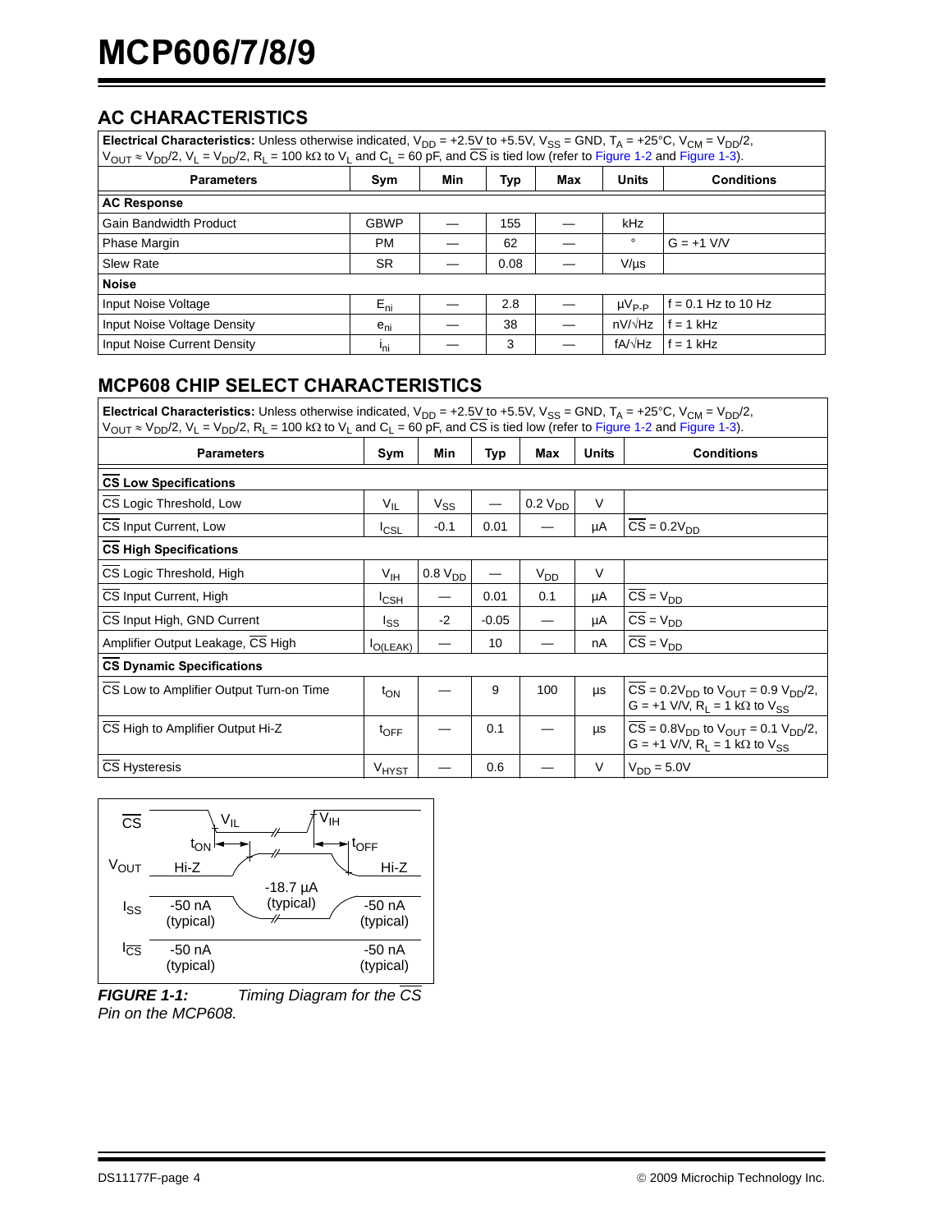## AC CHARACTERISTICS

| **Electrical Characteristics:** Unless otherwise indicated, $V_{DD}$ = +2.5V to +5.5V, $V_{SS}$ = GND, $T_A$ = +25°C, $V_{CM}$ = $V_{DD}/2$, $V_{OUT} \approx V_{DD}/2$, $V_L$ = $V_{DD}/2$, $R_L$ = 100 kΩ to $V_L$ and $C_L$ = 60 pF, and $\overline{CS}$ is tied low (refer to Figure 1-2 and Figure 1-3). | | | | | | |
|---|---|---|---|---|---|---|
| **Parameters** | **Sym** | **Min** | **Typ** | **Max** | **Units** | **Conditions** |
| **AC Response** | | | | | | |
| Gain Bandwidth Product | GBWP | — | 155 | — | kHz | |
| Phase Margin | PM | — | 62 | — | ° | G = +1 V/V |
| Slew Rate | SR | — | 0.08 | — | V/µs | |
| **Noise** | | | | | | |
| Input Noise Voltage | $E_{ni}$ | — | 2.8 | — | $\mu V_{P-P}$ | f = 0.1 Hz to 10 Hz |
| Input Noise Voltage Density | $e_{ni}$ | — | 38 | — | nV/√Hz | f = 1 kHz |
| Input Noise Current Density | $i_{ni}$ | — | 3 | — | fA/√Hz | f = 1 kHz |

## MCP608 CHIP SELECT CHARACTERISTICS

| **Electrical Characteristics:** Unless otherwise indicated, $V_{DD}$ = +2.5V to +5.5V, $V_{SS}$ = GND, $T_A$ = +25°C, $V_{CM}$ = $V_{DD}/2$, $V_{OUT} \approx V_{DD}/2$, $V_L$ = $V_{DD}/2$, $R_L$ = 100 kΩ to $V_L$ and $C_L$ = 60 pF, and $\overline{CS}$ is tied low (refer to Figure 1-2 and Figure 1-3). | | | | | | |
|---|---|---|---|---|---|---|
| **Parameters** | **Sym** | **Min** | **Typ** | **Max** | **Units** | **Conditions** |
| **$\overline{CS}$ Low Specifications** | | | | | | |
| $\overline{CS}$ Logic Threshold, Low | $V_{IL}$ | $V_{SS}$ | — | 0.2 $V_{DD}$ | V | |
| $\overline{CS}$ Input Current, Low | $I_{CSL}$ | -0.1 | 0.01 | — | µA | $\overline{CS}$ = 0.2$V_{DD}$ |
| **$\overline{CS}$ High Specifications** | | | | | | |
| $\overline{CS}$ Logic Threshold, High | $V_{IH}$ | 0.8 $V_{DD}$ | — | $V_{DD}$ | V | |
| $\overline{CS}$ Input Current, High | $I_{CSH}$ | — | 0.01 | 0.1 | µA | $\overline{CS}$ = $V_{DD}$ |
| $\overline{CS}$ Input High, GND Current | $I_{SS}$ | -2 | -0.05 | — | µA | $\overline{CS}$ = $V_{DD}$ |
| Amplifier Output Leakage, $\overline{CS}$ High | $I_{O(LEAK)}$ | — | 10 | — | nA | $\overline{CS}$ = $V_{DD}$ |
| **$\overline{CS}$ Dynamic Specifications** | | | | | | |
| $\overline{CS}$ Low to Amplifier Output Turn-on Time | $t_{ON}$ | — | 9 | 100 | µs | $\overline{CS}$ = 0.2$V_{DD}$ to $V_{OUT}$ = 0.9 $V_{DD}/2$, G = +1 V/V, $R_L$ = 1 kΩ to $V_{SS}$ |
| $\overline{CS}$ High to Amplifier Output Hi-Z | $t_{OFF}$ | — | 0.1 | — | µs | $\overline{CS}$ = 0.8$V_{DD}$ to $V_{OUT}$ = 0.1 $V_{DD}/2$, G = +1 V/V, $R_L$ = 1 kΩ to $V_{SS}$ |
| $\overline{CS}$ Hysteresis | $V_{HYST}$ | — | 0.6 | — | V | $V_{DD}$ = 5.0V |

***FIGURE 1-1:*** *Timing Diagram for the $\overline{CS}$ Pin on the MCP608.*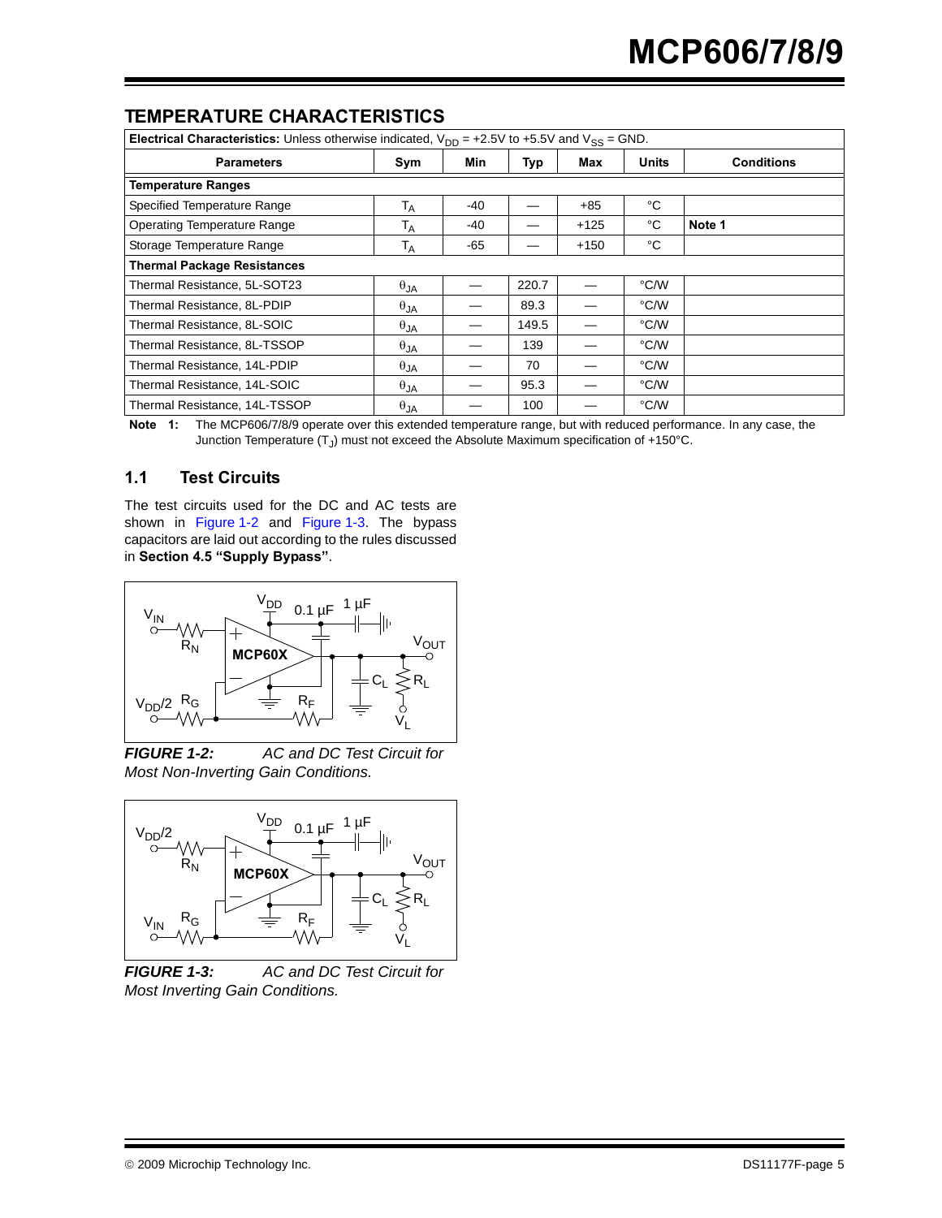## TEMPERATURE CHARACTERISTICS

| **Electrical Characteristics:** Unless otherwise indicated, $V_{DD}$ = +2.5V to +5.5V and $V_{SS}$ = GND. | | | | | | |
|---|---|---|---|---|---|---|
| **Parameters** | **Sym** | **Min** | **Typ** | **Max** | **Units** | **Conditions** |
| **Temperature Ranges** | | | | | | |
| Specified Temperature Range | $T_A$ | -40 | — | +85 | °C | |
| Operating Temperature Range | $T_A$ | -40 | — | +125 | °C | **Note 1** |
| Storage Temperature Range | $T_A$ | -65 | — | +150 | °C | |
| **Thermal Package Resistances** | | | | | | |
| Thermal Resistance, 5L-SOT23 | $\theta_{JA}$ | — | 220.7 | — | °C/W | |
| Thermal Resistance, 8L-PDIP | $\theta_{JA}$ | — | 89.3 | — | °C/W | |
| Thermal Resistance, 8L-SOIC | $\theta_{JA}$ | — | 149.5 | — | °C/W | |
| Thermal Resistance, 8L-TSSOP | $\theta_{JA}$ | — | 139 | — | °C/W | |
| Thermal Resistance, 14L-PDIP | $\theta_{JA}$ | — | 70 | — | °C/W | |
| Thermal Resistance, 14L-SOIC | $\theta_{JA}$ | — | 95.3 | — | °C/W | |
| Thermal Resistance, 14L-TSSOP | $\theta_{JA}$ | — | 100 | — | °C/W | |

**Note 1:** The MCP606/7/8/9 operate over this extended temperature range, but with reduced performance. In any case, the Junction Temperature ($T_J$) must not exceed the Absolute Maximum specification of +150°C.

### 1.1 Test Circuits

The test circuits used for the DC and AC tests are shown in Figure 1-2 and Figure 1-3. The bypass capacitors are laid out according to the rules discussed in **Section 4.5 "Supply Bypass"**.

***FIGURE 1-2:*** *AC and DC Test Circuit for Most Non-Inverting Gain Conditions.*

***FIGURE 1-3:*** *AC and DC Test Circuit for Most Inverting Gain Conditions.*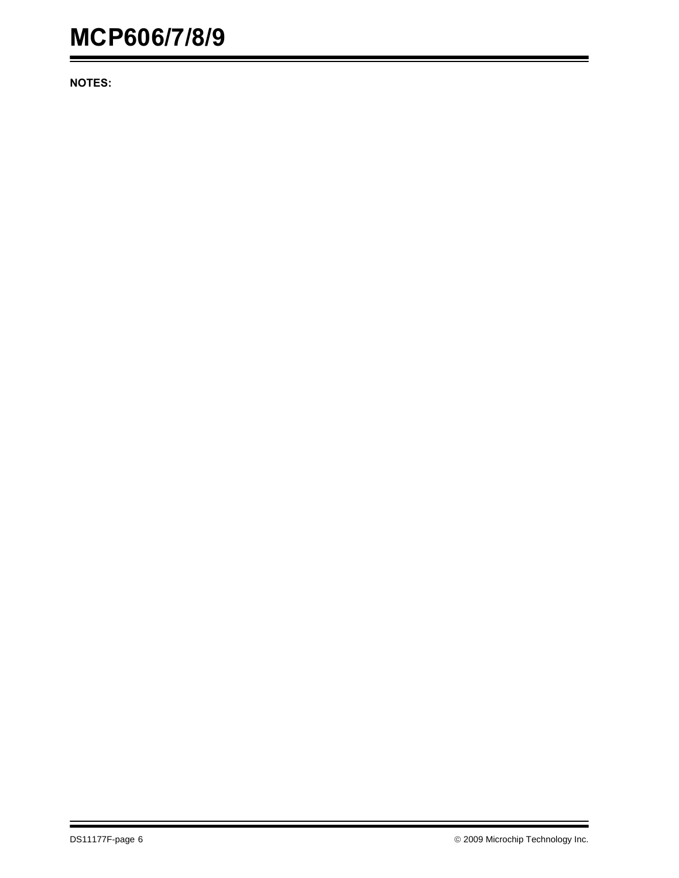**NOTES:**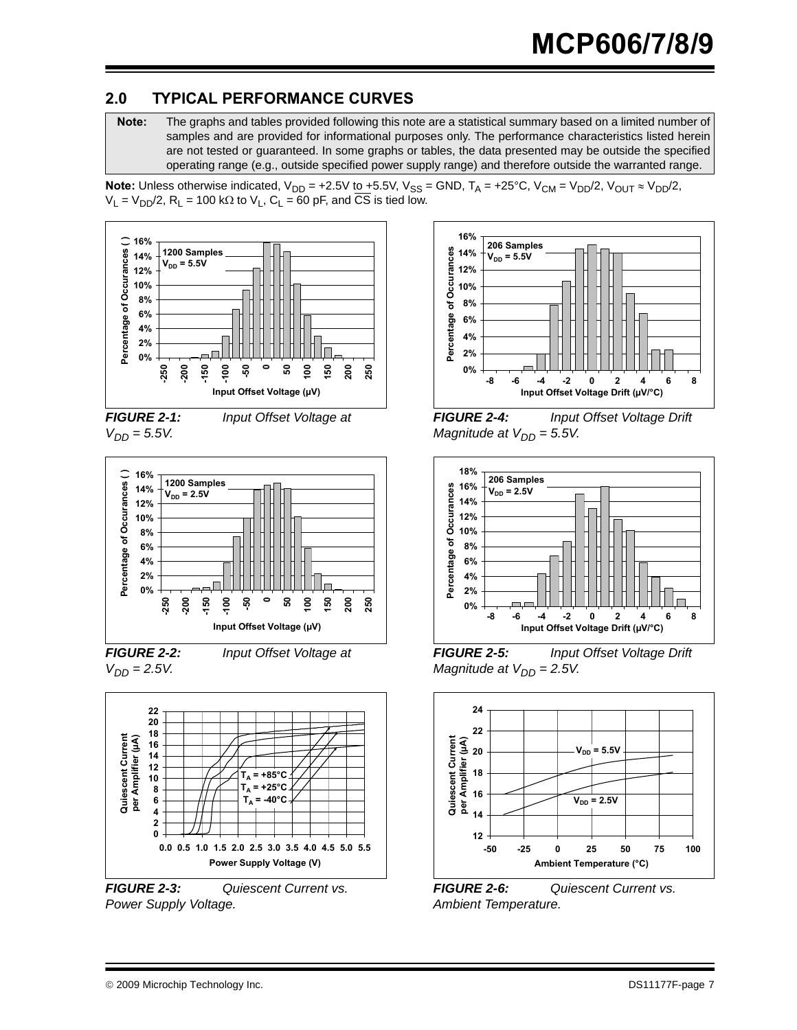## 2.0 TYPICAL PERFORMANCE CURVES

**Note:** The graphs and tables provided following this note are a statistical summary based on a limited number of samples and are provided for informational purposes only. The performance characteristics listed herein are not tested or guaranteed. In some graphs or tables, the data presented may be outside the specified operating range (e.g., outside specified power supply range) and therefore outside the warranted range.

**Note:** Unless otherwise indicated, $V_{DD}$ = +2.5V to +5.5V, $V_{SS}$ = GND, $T_A$ = +25°C, $V_{CM} = V_{DD}/2$, $V_{OUT} \approx V_{DD}/2$, $V_L = V_{DD}/2$, $R_L$ = 100 kΩ to $V_L$, $C_L$ = 60 pF, and $\overline{CS}$ is tied low.

***FIGURE 2-1:*** *Input Offset Voltage at $V_{DD}$ = 5.5V.*

***FIGURE 2-2:*** *Input Offset Voltage at $V_{DD}$ = 2.5V.*

***FIGURE 2-3:*** *Quiescent Current vs. Power Supply Voltage.*

***FIGURE 2-4:*** *Input Offset Voltage Drift Magnitude at $V_{DD}$ = 5.5V.*

***FIGURE 2-5:*** *Input Offset Voltage Drift Magnitude at $V_{DD}$ = 2.5V.*

***FIGURE 2-6:*** *Quiescent Current vs. Ambient Temperature.*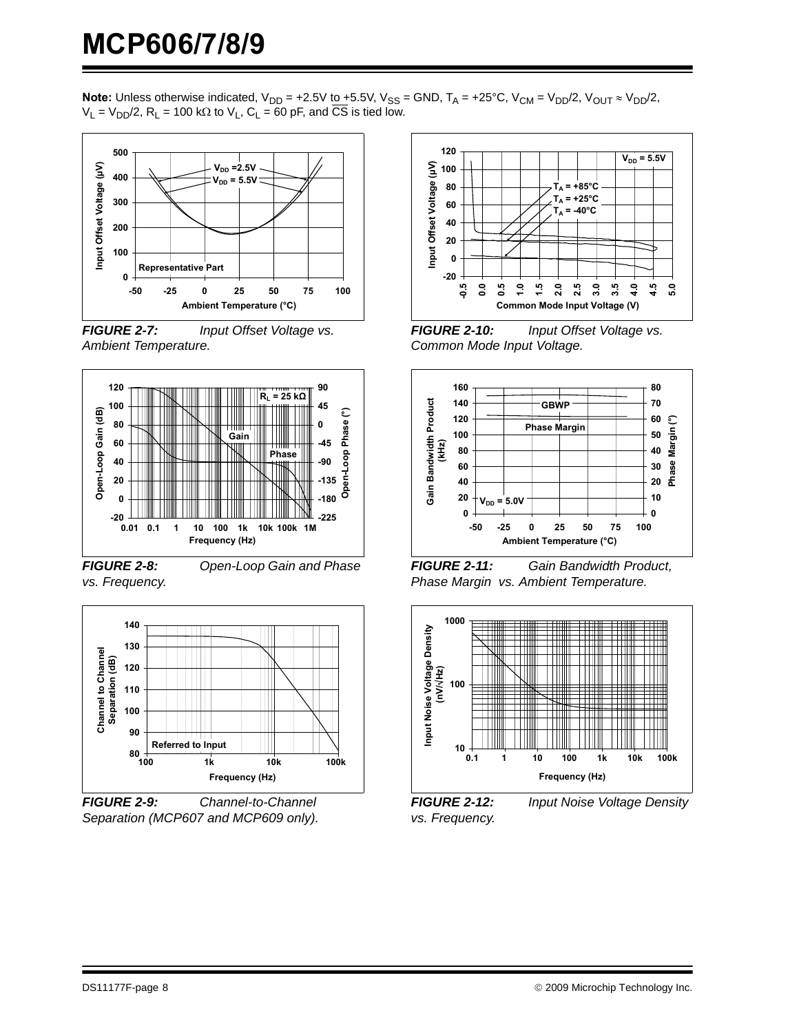**Note:** Unless otherwise indicated, $V_{DD}$ = +2.5V to +5.5V, $V_{SS}$ = GND, $T_A$ = +25°C, $V_{CM} = V_{DD}/2$, $V_{OUT} \approx V_{DD}/2$, $V_L = V_{DD}/2$, $R_L$ = 100 kΩ to $V_L$, $C_L$ = 60 pF, and $\overline{CS}$ is tied low.

***FIGURE 2-7:*** *Input Offset Voltage vs. Ambient Temperature.*

***FIGURE 2-8:*** *Open-Loop Gain and Phase vs. Frequency.*

***FIGURE 2-9:*** *Channel-to-Channel Separation (MCP607 and MCP609 only).*

***FIGURE 2-10:*** *Input Offset Voltage vs. Common Mode Input Voltage.*

***FIGURE 2-11:*** *Gain Bandwidth Product, Phase Margin vs. Ambient Temperature.*

***FIGURE 2-12:*** *Input Noise Voltage Density vs. Frequency.*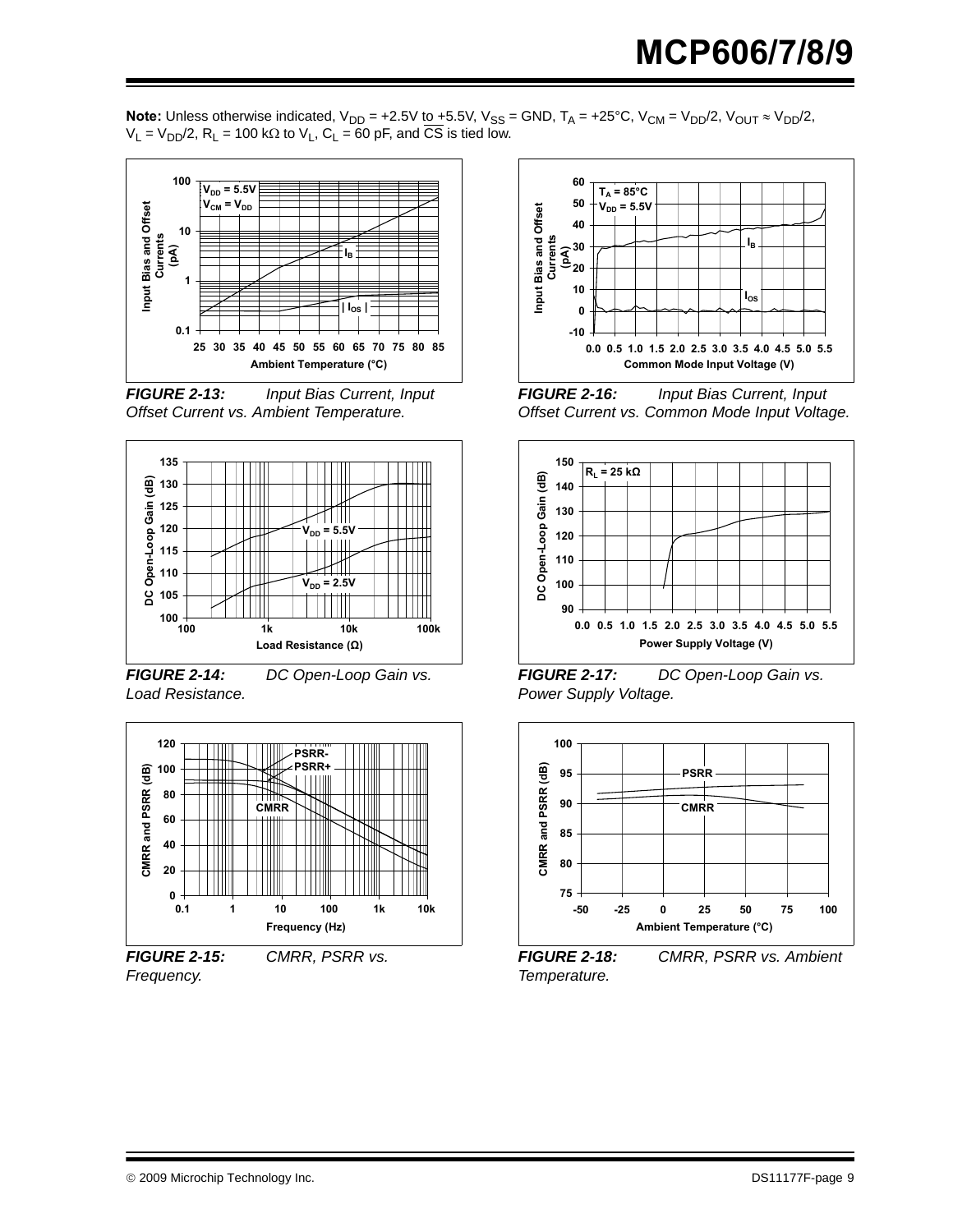**Note:** Unless otherwise indicated, $V_{DD}$ = +2.5V to +5.5V, $V_{SS}$ = GND, $T_A$ = +25°C, $V_{CM} = V_{DD}/2$, $V_{OUT} \approx V_{DD}/2$, $V_L = V_{DD}/2$, $R_L$ = 100 kΩ to $V_L$, $C_L$ = 60 pF, and $\overline{CS}$ is tied low.

***FIGURE 2-13:*** *Input Bias Current, Input Offset Current vs. Ambient Temperature.*

***FIGURE 2-14:*** *DC Open-Loop Gain vs. Load Resistance.*

***FIGURE 2-15:*** *CMRR, PSRR vs. Frequency.*

***FIGURE 2-16:*** *Input Bias Current, Input Offset Current vs. Common Mode Input Voltage.*

***FIGURE 2-17:*** *DC Open-Loop Gain vs. Power Supply Voltage.*

***FIGURE 2-18:*** *CMRR, PSRR vs. Ambient Temperature.*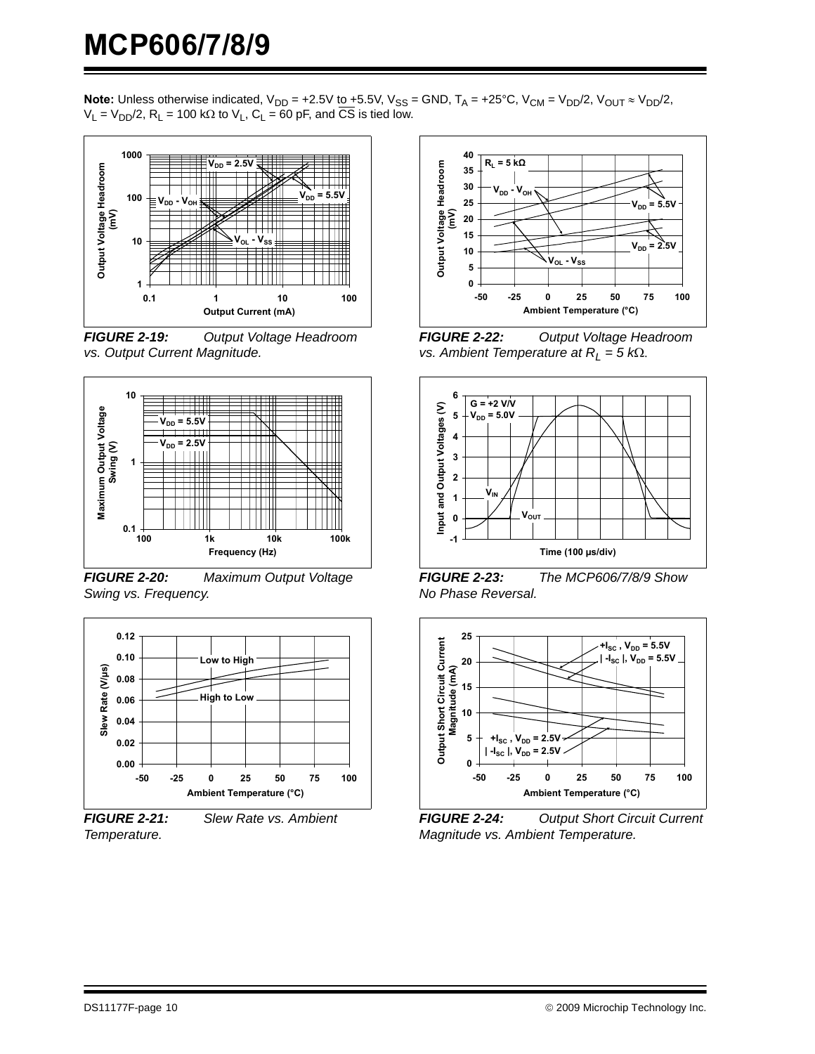**Note:** Unless otherwise indicated, $V_{DD}$ = +2.5V to +5.5V, $V_{SS}$ = GND, $T_A$ = +25°C, $V_{CM} = V_{DD}/2$, $V_{OUT} \approx V_{DD}/2$, $V_L = V_{DD}/2$, $R_L$ = 100 kΩ to $V_L$, $C_L$ = 60 pF, and $\overline{CS}$ is tied low.

***FIGURE 2-19:*** *Output Voltage Headroom vs. Output Current Magnitude.*

***FIGURE 2-20:*** *Maximum Output Voltage Swing vs. Frequency.*

***FIGURE 2-21:*** *Slew Rate vs. Ambient Temperature.*

***FIGURE 2-22:*** *Output Voltage Headroom vs. Ambient Temperature at $R_L$ = 5 kΩ.*

***FIGURE 2-23:*** *The MCP606/7/8/9 Show No Phase Reversal.*

***FIGURE 2-24:*** *Output Short Circuit Current Magnitude vs. Ambient Temperature.*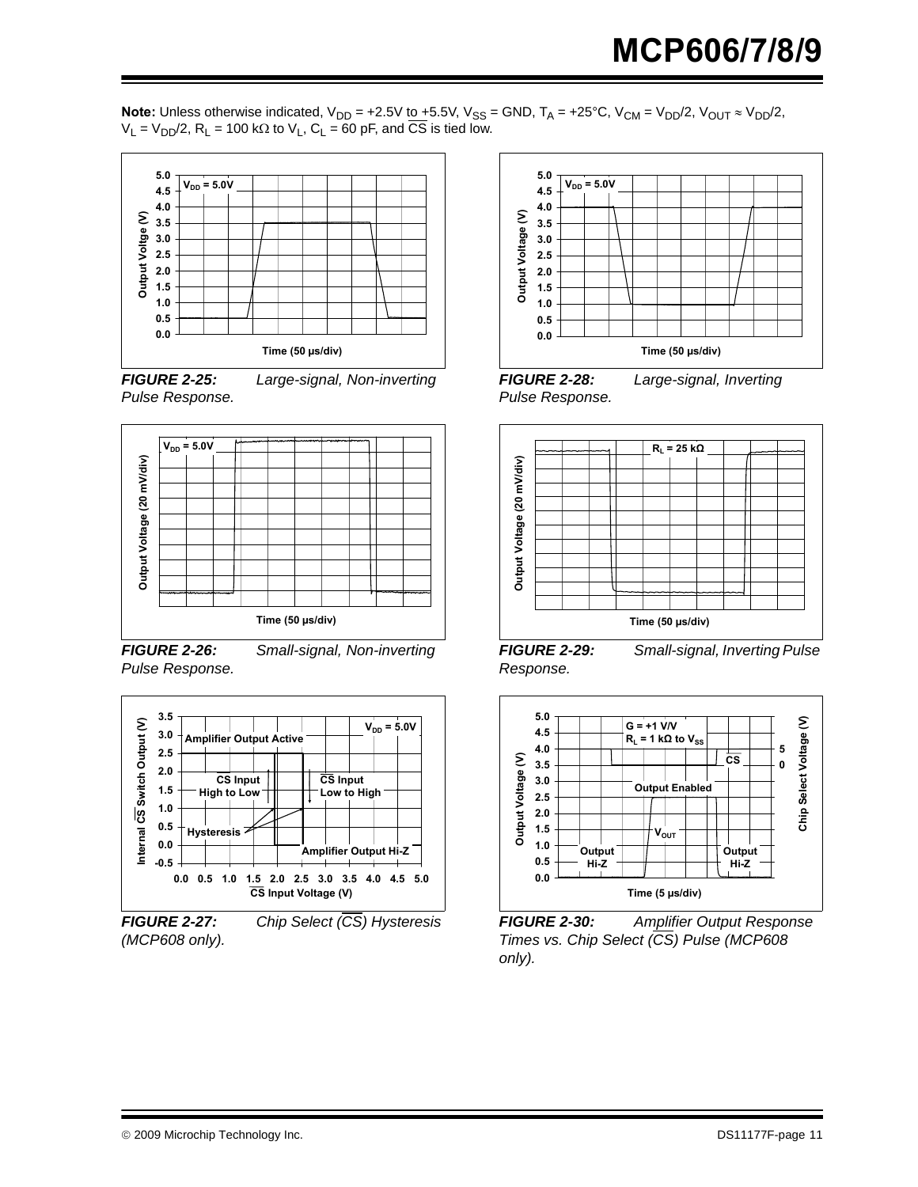**Note:** Unless otherwise indicated, $V_{DD}$ = +2.5V to +5.5V, $V_{SS}$ = GND, $T_A$ = +25°C, $V_{CM} = V_{DD}/2$, $V_{OUT} \approx V_{DD}/2$, $V_L = V_{DD}/2$, $R_L$ = 100 kΩ to $V_L$, $C_L$ = 60 pF, and $\overline{CS}$ is tied low.

***FIGURE 2-25:*** *Large-signal, Non-inverting Pulse Response.*

***FIGURE 2-26:*** *Small-signal, Non-inverting Pulse Response.*

***FIGURE 2-27:*** *Chip Select ($\overline{CS}$) Hysteresis (MCP608 only).*

***FIGURE 2-28:*** *Large-signal, Inverting Pulse Response.*

***FIGURE 2-29:*** *Small-signal, Inverting Pulse Response.*

***FIGURE 2-30:*** *Amplifier Output Response Times vs. Chip Select ($\overline{CS}$) Pulse (MCP608 only).*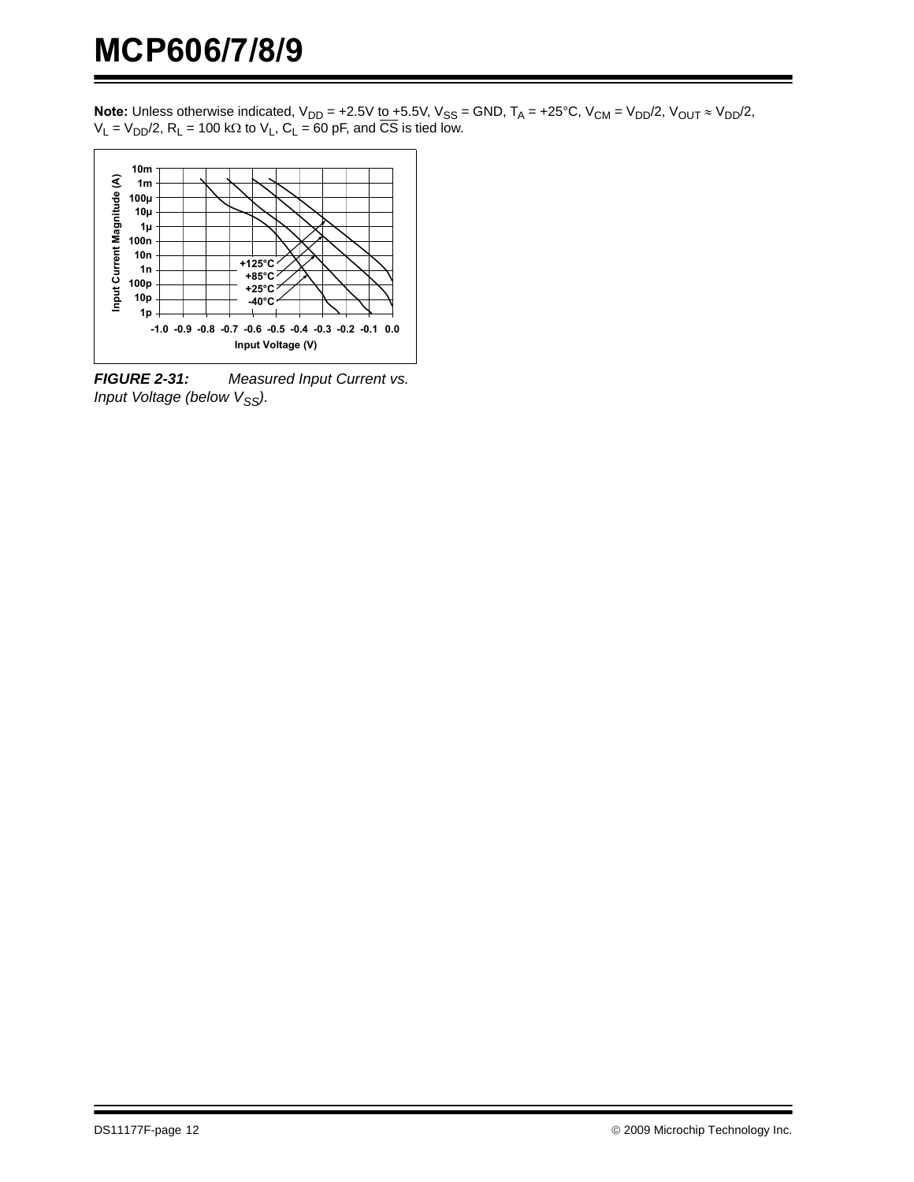**Note:** Unless otherwise indicated, $V_{DD}$ = +2.5V to +5.5V, $V_{SS}$ = GND, $T_A$ = +25°C, $V_{CM}$ = $V_{DD}/2$, $V_{OUT} \approx V_{DD}/2$, $V_L = V_{DD}/2$, $R_L$ = 100 kΩ to $V_L$, $C_L$ = 60 pF, and $\overline{CS}$ is tied low.

***FIGURE 2-31:*** *Measured Input Current vs. Input Voltage (below $V_{SS}$).*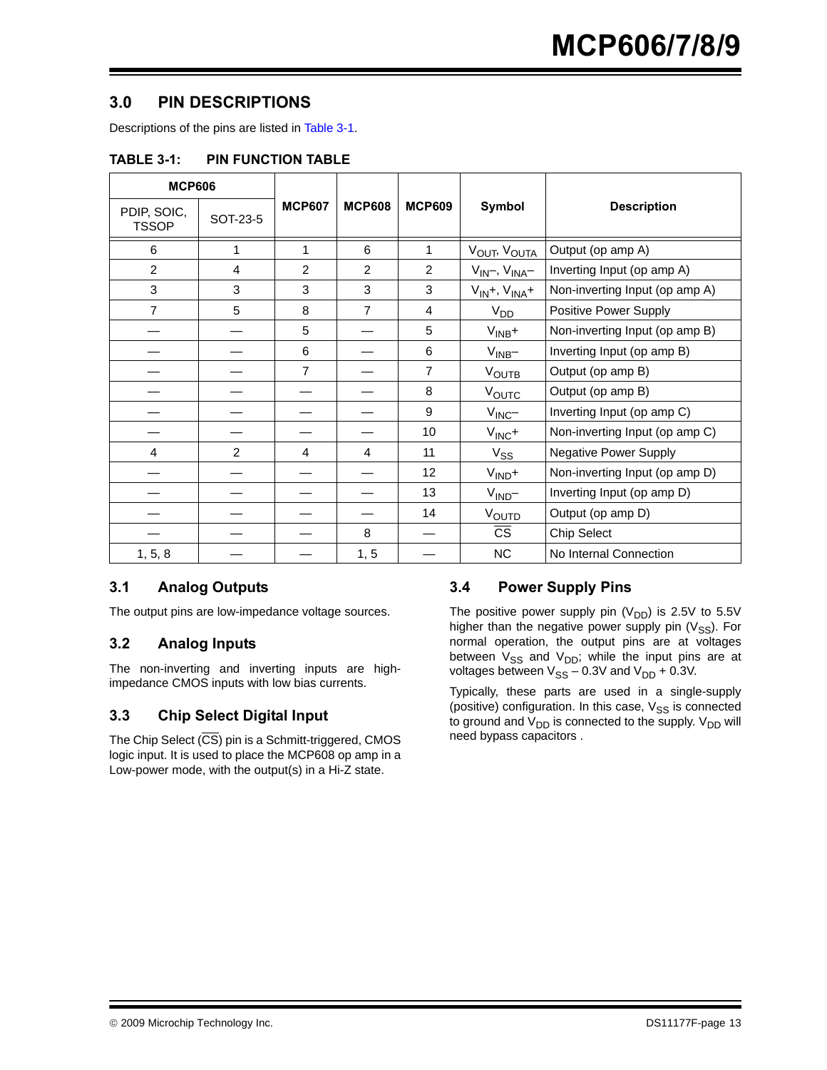## 3.0 PIN DESCRIPTIONS

Descriptions of the pins are listed in Table 3-1.

**TABLE 3-1: PIN FUNCTION TABLE**

| MCP606 | | MCP607 | MCP608 | MCP609 | Symbol | Description |
|---|---|---|---|---|---|---|
| PDIP, SOIC, TSSOP | SOT-23-5 | | | | | |
| 6 | 1 | 1 | 6 | 1 | $V_{OUT}$, $V_{OUTA}$ | Output (op amp A) |
| 2 | 4 | 2 | 2 | 2 | $V_{IN}$–, $V_{INA}$– | Inverting Input (op amp A) |
| 3 | 3 | 3 | 3 | 3 | $V_{IN}$+, $V_{INA}$+ | Non-inverting Input (op amp A) |
| 7 | 5 | 8 | 7 | 4 | $V_{DD}$ | Positive Power Supply |
| — | — | 5 | — | 5 | $V_{INB}$+ | Non-inverting Input (op amp B) |
| — | — | 6 | — | 6 | $V_{INB}$– | Inverting Input (op amp B) |
| — | — | 7 | — | 7 | $V_{OUTB}$ | Output (op amp B) |
| — | — | — | — | 8 | $V_{OUTC}$ | Output (op amp B) |
| — | — | — | — | 9 | $V_{INC}$– | Inverting Input (op amp C) |
| — | — | — | — | 10 | $V_{INC}$+ | Non-inverting Input (op amp C) |
| 4 | 2 | 4 | 4 | 11 | $V_{SS}$ | Negative Power Supply |
| — | — | — | — | 12 | $V_{IND}$+ | Non-inverting Input (op amp D) |
| — | — | — | — | 13 | $V_{IND}$– | Inverting Input (op amp D) |
| — | — | — | — | 14 | $V_{OUTD}$ | Output (op amp D) |
| — | — | — | 8 | — | $\overline{CS}$ | Chip Select |
| 1, 5, 8 | — | — | 1, 5 | — | NC | No Internal Connection |

### 3.1 Analog Outputs

The output pins are low-impedance voltage sources.

### 3.2 Analog Inputs

The non-inverting and inverting inputs are high-impedance CMOS inputs with low bias currents.

### 3.3 Chip Select Digital Input

The Chip Select ($\overline{CS}$) pin is a Schmitt-triggered, CMOS logic input. It is used to place the MCP608 op amp in a Low-power mode, with the output(s) in a Hi-Z state.

### 3.4 Power Supply Pins

The positive power supply pin ($V_{DD}$) is 2.5V to 5.5V higher than the negative power supply pin ($V_{SS}$). For normal operation, the output pins are at voltages between $V_{SS}$ and $V_{DD}$; while the input pins are at voltages between $V_{SS}$ – 0.3V and $V_{DD}$ + 0.3V.

Typically, these parts are used in a single-supply (positive) configuration. In this case, $V_{SS}$ is connected to ground and $V_{DD}$ is connected to the supply. $V_{DD}$ will need bypass capacitors .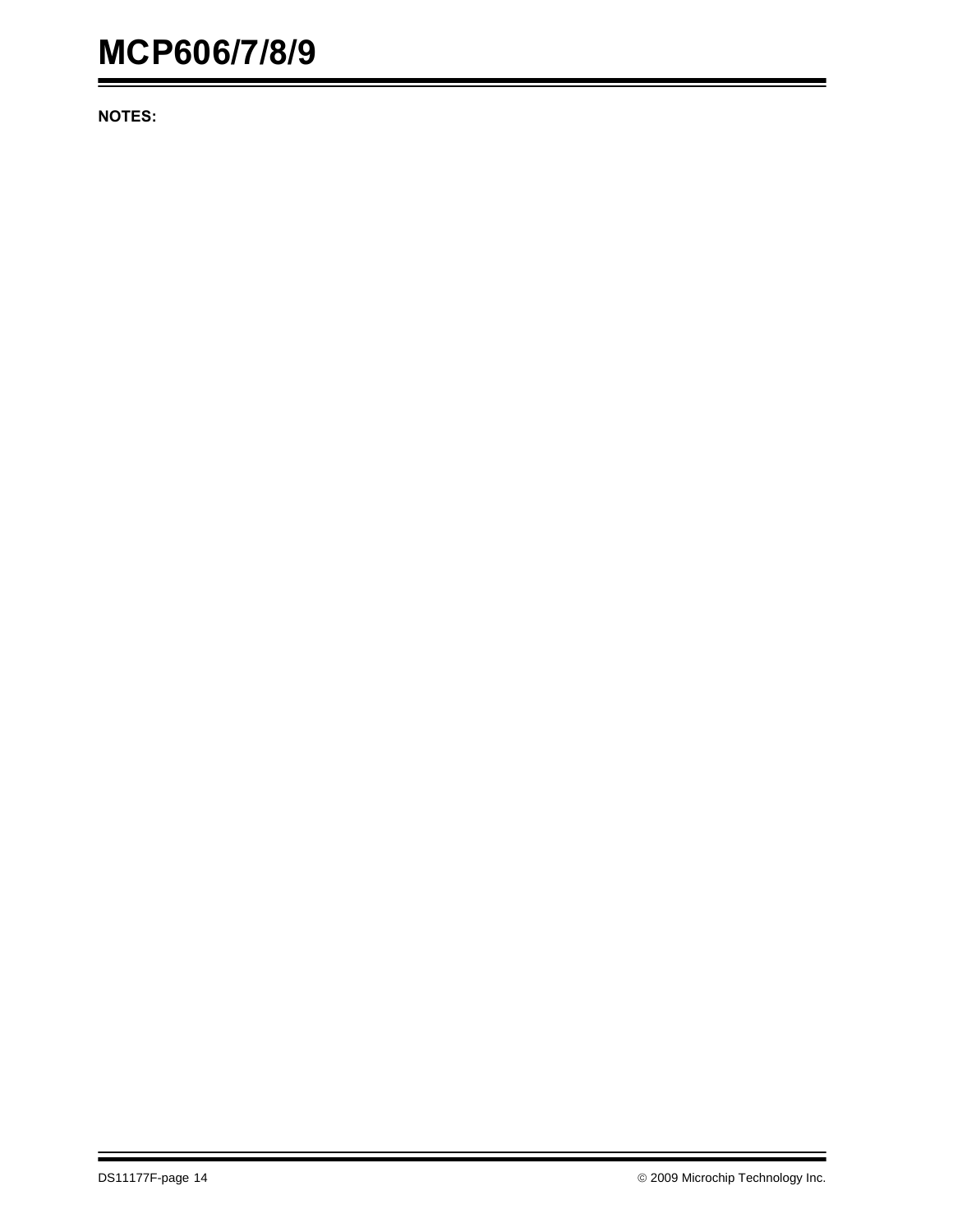**NOTES:**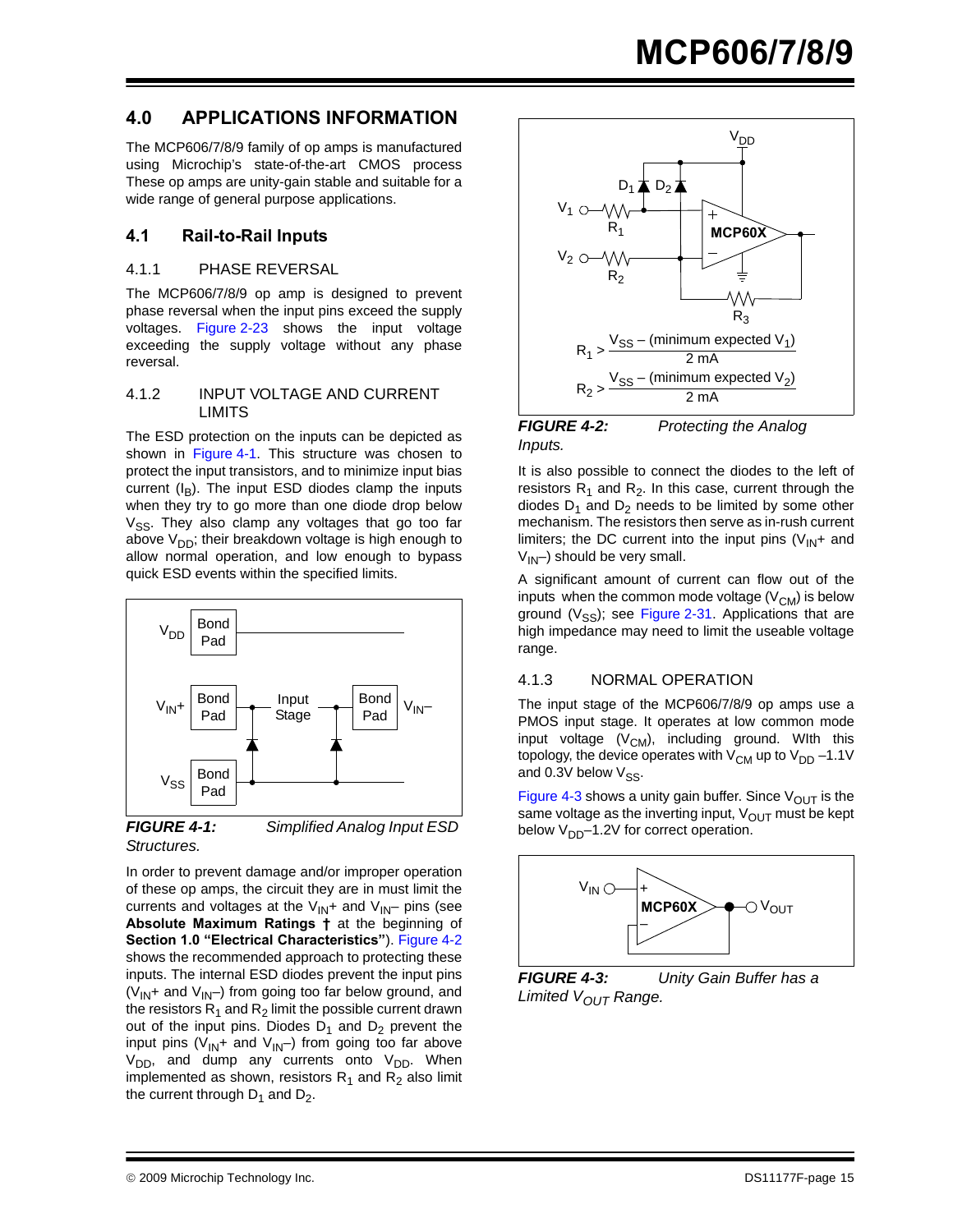## 4.0 APPLICATIONS INFORMATION

The MCP606/7/8/9 family of op amps is manufactured using Microchip's state-of-the-art CMOS process These op amps are unity-gain stable and suitable for a wide range of general purpose applications.

### 4.1 Rail-to-Rail Inputs

#### 4.1.1 PHASE REVERSAL

The MCP606/7/8/9 op amp is designed to prevent phase reversal when the input pins exceed the supply voltages. Figure 2-23 shows the input voltage exceeding the supply voltage without any phase reversal.

#### 4.1.2 INPUT VOLTAGE AND CURRENT LIMITS

The ESD protection on the inputs can be depicted as shown in Figure 4-1. This structure was chosen to protect the input transistors, and to minimize input bias current ($I_B$). The input ESD diodes clamp the inputs when they try to go more than one diode drop below $V_{SS}$. They also clamp any voltages that go too far above $V_{DD}$; their breakdown voltage is high enough to allow normal operation, and low enough to bypass quick ESD events within the specified limits.

***FIGURE 4-1:*** *Simplified Analog Input ESD Structures.*

In order to prevent damage and/or improper operation of these op amps, the circuit they are in must limit the currents and voltages at the $V_{IN}+$ and $V_{IN}–$ pins (see **Absolute Maximum Ratings †** at the beginning of **Section 1.0 "Electrical Characteristics"**). Figure 4-2 shows the recommended approach to protecting these inputs. The internal ESD diodes prevent the input pins ($V_{IN}+$ and $V_{IN}–$) from going too far below ground, and the resistors $R_1$ and $R_2$ limit the possible current drawn out of the input pins. Diodes $D_1$ and $D_2$ prevent the input pins ($V_{IN}+$ and $V_{IN}–$) from going too far above $V_{DD}$, and dump any currents onto $V_{DD}$. When implemented as shown, resistors $R_1$ and $R_2$ also limit the current through $D_1$ and $D_2$.

$$R_1 > \frac{V_{SS} - (\text{minimum expected } V_1)}{2\text{ mA}}$$

$$R_2 > \frac{V_{SS} - (\text{minimum expected } V_2)}{2\text{ mA}}$$

***FIGURE 4-2:*** *Protecting the Analog Inputs.*

It is also possible to connect the diodes to the left of resistors $R_1$ and $R_2$. In this case, current through the diodes $D_1$ and $D_2$ needs to be limited by some other mechanism. The resistors then serve as in-rush current limiters; the DC current into the input pins ($V_{IN}+$ and $V_{IN}–$) should be very small.

A significant amount of current can flow out of the inputs when the common mode voltage ($V_{CM}$) is below ground ($V_{SS}$); see Figure 2-31. Applications that are high impedance may need to limit the useable voltage range.

#### 4.1.3 NORMAL OPERATION

The input stage of the MCP606/7/8/9 op amps use a PMOS input stage. It operates at low common mode input voltage ($V_{CM}$), including ground. WIth this topology, the device operates with $V_{CM}$ up to $V_{DD}$ –1.1V and 0.3V below $V_{SS}$.

Figure 4-3 shows a unity gain buffer. Since $V_{OUT}$ is the same voltage as the inverting input, $V_{OUT}$ must be kept below $V_{DD}$–1.2V for correct operation.

***FIGURE 4-3:*** *Unity Gain Buffer has a Limited $V_{OUT}$ Range.*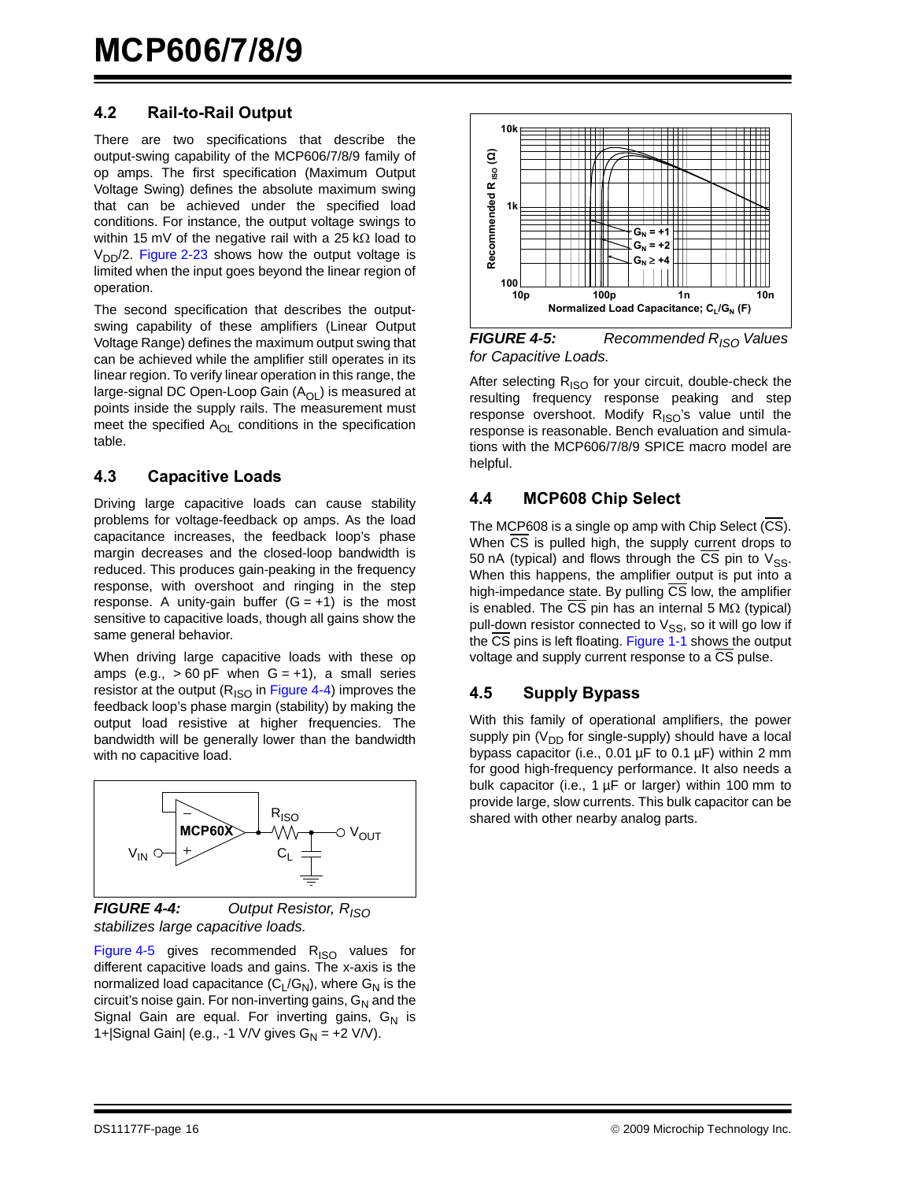## 4.2 Rail-to-Rail Output

There are two specifications that describe the output-swing capability of the MCP606/7/8/9 family of op amps. The first specification (Maximum Output Voltage Swing) defines the absolute maximum swing that can be achieved under the specified load conditions. For instance, the output voltage swings to within 15 mV of the negative rail with a 25 kΩ load to $V_{DD}/2$. Figure 2-23 shows how the output voltage is limited when the input goes beyond the linear region of operation.

The second specification that describes the output-swing capability of these amplifiers (Linear Output Voltage Range) defines the maximum output swing that can be achieved while the amplifier still operates in its linear region. To verify linear operation in this range, the large-signal DC Open-Loop Gain ($A_{OL}$) is measured at points inside the supply rails. The measurement must meet the specified $A_{OL}$ conditions in the specification table.

## 4.3 Capacitive Loads

Driving large capacitive loads can cause stability problems for voltage-feedback op amps. As the load capacitance increases, the feedback loop's phase margin decreases and the closed-loop bandwidth is reduced. This produces gain-peaking in the frequency response, with overshoot and ringing in the step response. A unity-gain buffer (G = +1) is the most sensitive to capacitive loads, though all gains show the same general behavior.

When driving large capacitive loads with these op amps (e.g., > 60 pF when G = +1), a small series resistor at the output ($R_{ISO}$ in Figure 4-4) improves the feedback loop's phase margin (stability) by making the output load resistive at higher frequencies. The bandwidth will be generally lower than the bandwidth with no capacitive load.

***FIGURE 4-4:*** *Output Resistor, $R_{ISO}$ stabilizes large capacitive loads.*

Figure 4-5 gives recommended $R_{ISO}$ values for different capacitive loads and gains. The x-axis is the normalized load capacitance ($C_L/G_N$), where $G_N$ is the circuit's noise gain. For non-inverting gains, $G_N$ and the Signal Gain are equal. For inverting gains, $G_N$ is 1+|Signal Gain| (e.g., -1 V/V gives $G_N$ = +2 V/V).

***FIGURE 4-5:*** *Recommended $R_{ISO}$ Values for Capacitive Loads.*

After selecting $R_{ISO}$ for your circuit, double-check the resulting frequency response peaking and step response overshoot. Modify $R_{ISO}$'s value until the response is reasonable. Bench evaluation and simulations with the MCP606/7/8/9 SPICE macro model are helpful.

## 4.4 MCP608 Chip Select

The MCP608 is a single op amp with Chip Select ($\overline{CS}$). When $\overline{CS}$ is pulled high, the supply current drops to 50 nA (typical) and flows through the $\overline{CS}$ pin to $V_{SS}$. When this happens, the amplifier output is put into a high-impedance state. By pulling $\overline{CS}$ low, the amplifier is enabled. The $\overline{CS}$ pin has an internal 5 MΩ (typical) pull-down resistor connected to $V_{SS}$, so it will go low if the $\overline{CS}$ pins is left floating. Figure 1-1 shows the output voltage and supply current response to a $\overline{CS}$ pulse.

## 4.5 Supply Bypass

With this family of operational amplifiers, the power supply pin ($V_{DD}$ for single-supply) should have a local bypass capacitor (i.e., 0.01 µF to 0.1 µF) within 2 mm for good high-frequency performance. It also needs a bulk capacitor (i.e., 1 µF or larger) within 100 mm to provide large, slow currents. This bulk capacitor can be shared with other nearby analog parts.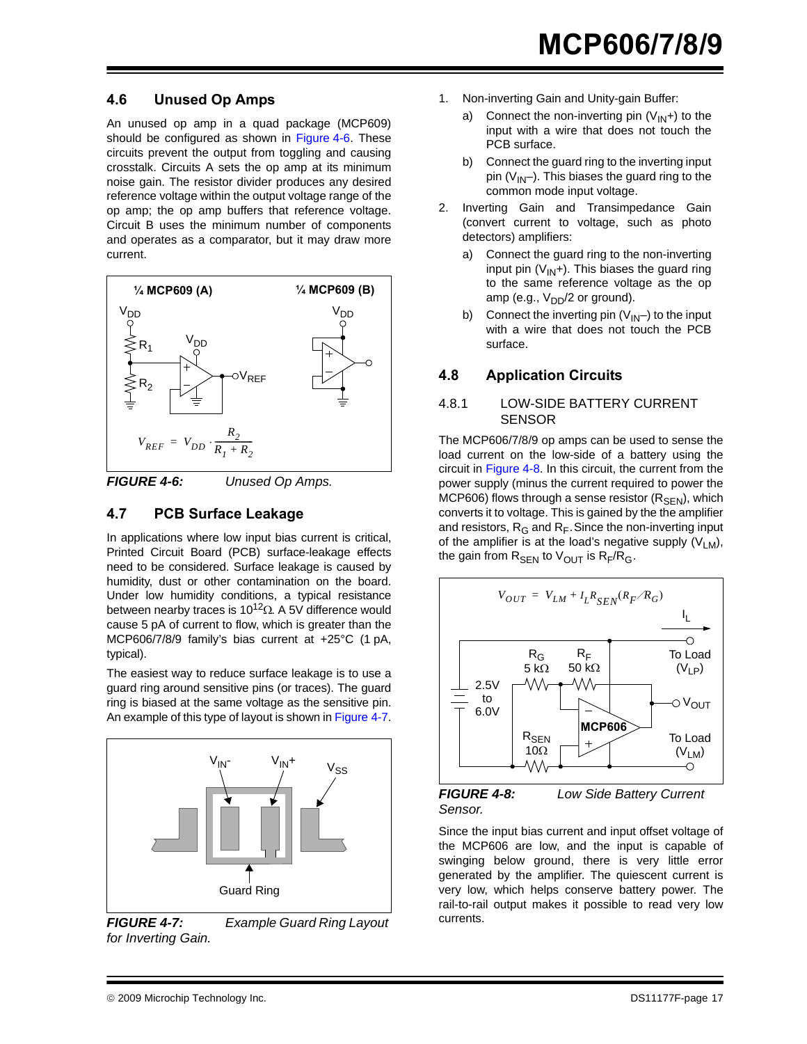## 4.6 Unused Op Amps

An unused op amp in a quad package (MCP609) should be configured as shown in Figure 4-6. These circuits prevent the output from toggling and causing crosstalk. Circuits A sets the op amp at its minimum noise gain. The resistor divider produces any desired reference voltage within the output voltage range of the op amp; the op amp buffers that reference voltage. Circuit B uses the minimum number of components and operates as a comparator, but it may draw more current.

$$V_{REF} = V_{DD} \cdot \frac{R_2}{R_1 + R_2}$$

***FIGURE 4-6:*** *Unused Op Amps.*

## 4.7 PCB Surface Leakage

In applications where low input bias current is critical, Printed Circuit Board (PCB) surface-leakage effects need to be considered. Surface leakage is caused by humidity, dust or other contamination on the board. Under low humidity conditions, a typical resistance between nearby traces is $10^{12}\Omega$. A 5V difference would cause 5 pA of current to flow, which is greater than the MCP606/7/8/9 family's bias current at +25°C (1 pA, typical).

The easiest way to reduce surface leakage is to use a guard ring around sensitive pins (or traces). The guard ring is biased at the same voltage as the sensitive pin. An example of this type of layout is shown in Figure 4-7.

***FIGURE 4-7:*** *Example Guard Ring Layout for Inverting Gain.*

1. Non-inverting Gain and Unity-gain Buffer:
   a) Connect the non-inverting pin ($V_{IN}+$) to the input with a wire that does not touch the PCB surface.
   b) Connect the guard ring to the inverting input pin ($V_{IN}–$). This biases the guard ring to the common mode input voltage.
2. Inverting Gain and Transimpedance Gain (convert current to voltage, such as photo detectors) amplifiers:
   a) Connect the guard ring to the non-inverting input pin ($V_{IN}+$). This biases the guard ring to the same reference voltage as the op amp (e.g., $V_{DD}/2$ or ground).
   b) Connect the inverting pin ($V_{IN}–$) to the input with a wire that does not touch the PCB surface.

## 4.8 Application Circuits

### 4.8.1 LOW-SIDE BATTERY CURRENT SENSOR

The MCP606/7/8/9 op amps can be used to sense the load current on the low-side of a battery using the circuit in Figure 4-8. In this circuit, the current from the power supply (minus the current required to power the MCP606) flows through a sense resistor ($R_{SEN}$), which converts it to voltage. This is gained by the the amplifier and resistors, $R_G$ and $R_F$. Since the non-inverting input of the amplifier is at the load's negative supply ($V_{LM}$), the gain from $R_{SEN}$ to $V_{OUT}$ is $R_F/R_G$.

$$V_{OUT} = V_{LM} + I_L R_{SEN}(R_F / R_G)$$

***FIGURE 4-8:*** *Low Side Battery Current Sensor.*

Since the input bias current and input offset voltage of the MCP606 are low, and the input is capable of swinging below ground, there is very little error generated by the amplifier. The quiescent current is very low, which helps conserve battery power. The rail-to-rail output makes it possible to read very low currents.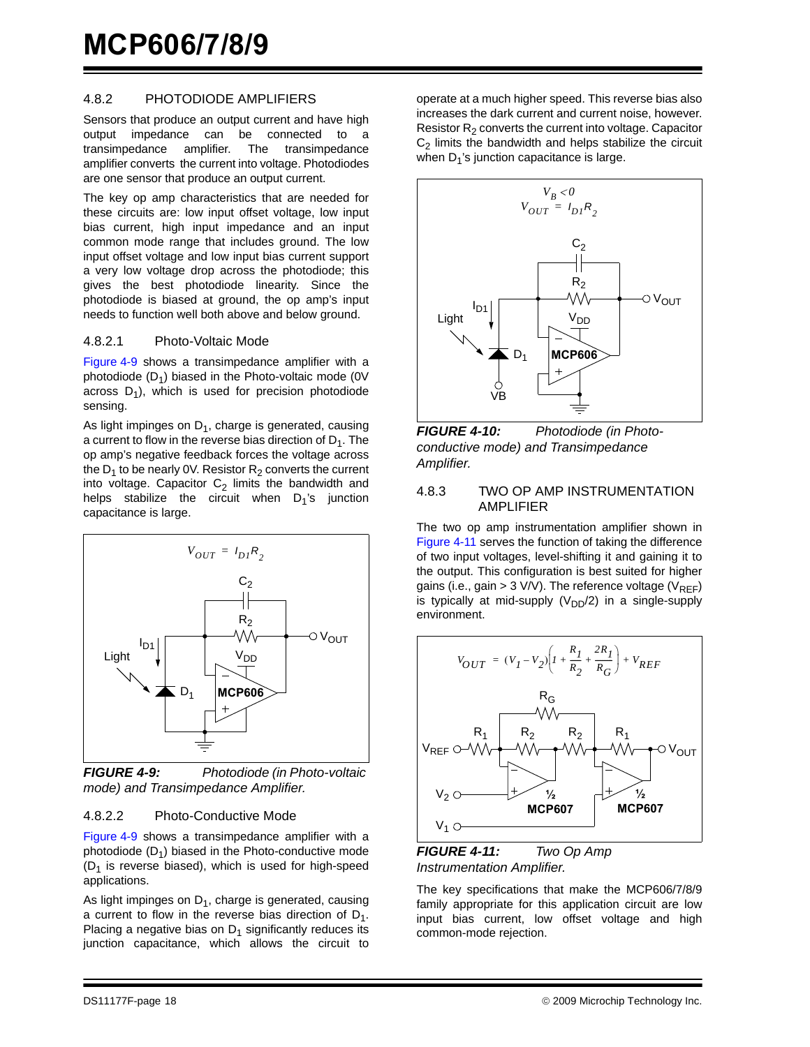### 4.8.2 PHOTODIODE AMPLIFIERS

Sensors that produce an output current and have high output impedance can be connected to a transimpedance amplifier. The transimpedance amplifier converts the current into voltage. Photodiodes are one sensor that produce an output current.

The key op amp characteristics that are needed for these circuits are: low input offset voltage, low input bias current, high input impedance and an input common mode range that includes ground. The low input offset voltage and low input bias current support a very low voltage drop across the photodiode; this gives the best photodiode linearity. Since the photodiode is biased at ground, the op amp's input needs to function well both above and below ground.

#### 4.8.2.1 Photo-Voltaic Mode

Figure 4-9 shows a transimpedance amplifier with a photodiode ($D_1$) biased in the Photo-voltaic mode (0V across $D_1$), which is used for precision photodiode sensing.

As light impinges on $D_1$, charge is generated, causing a current to flow in the reverse bias direction of $D_1$. The op amp's negative feedback forces the voltage across the $D_1$ to be nearly 0V. Resistor $R_2$ converts the current into voltage. Capacitor $C_2$ limits the bandwidth and helps stabilize the circuit when $D_1$'s junction capacitance is large.

$$V_{OUT} = I_{D1}R_2$$

***FIGURE 4-9:*** *Photodiode (in Photo-voltaic mode) and Transimpedance Amplifier.*

#### 4.8.2.2 Photo-Conductive Mode

Figure 4-9 shows a transimpedance amplifier with a photodiode ($D_1$) biased in the Photo-conductive mode ($D_1$ is reverse biased), which is used for high-speed applications.

As light impinges on $D_1$, charge is generated, causing a current to flow in the reverse bias direction of $D_1$. Placing a negative bias on $D_1$ significantly reduces its junction capacitance, which allows the circuit to operate at a much higher speed. This reverse bias also increases the dark current and current noise, however. Resistor $R_2$ converts the current into voltage. Capacitor $C_2$ limits the bandwidth and helps stabilize the circuit when $D_1$'s junction capacitance is large.

$$V_B < 0$$
$$V_{OUT} = I_{D1}R_2$$

***FIGURE 4-10:*** *Photodiode (in Photo-conductive mode) and Transimpedance Amplifier.*

### 4.8.3 TWO OP AMP INSTRUMENTATION AMPLIFIER

The two op amp instrumentation amplifier shown in Figure 4-11 serves the function of taking the difference of two input voltages, level-shifting it and gaining it to the output. This configuration is best suited for higher gains (i.e., gain > 3 V/V). The reference voltage ($V_{REF}$) is typically at mid-supply ($V_{DD}/2$) in a single-supply environment.

$$V_{OUT} = (V_1 - V_2)\left(1 + \frac{R_1}{R_2} + \frac{2R_1}{R_G}\right) + V_{REF}$$

***FIGURE 4-11:*** *Two Op Amp Instrumentation Amplifier.*

The key specifications that make the MCP606/7/8/9 family appropriate for this application circuit are low input bias current, low offset voltage and high common-mode rejection.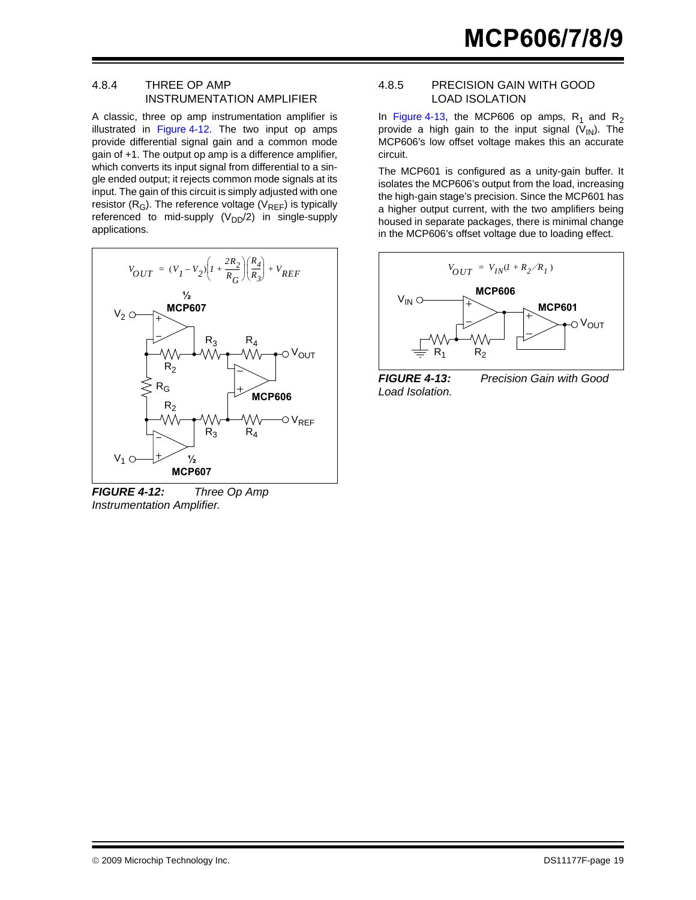### 4.8.4 THREE OP AMP INSTRUMENTATION AMPLIFIER

A classic, three op amp instrumentation amplifier is illustrated in Figure 4-12. The two input op amps provide differential signal gain and a common mode gain of +1. The output op amp is a difference amplifier, which converts its input signal from differential to a single ended output; it rejects common mode signals at its input. The gain of this circuit is simply adjusted with one resistor ($R_G$). The reference voltage ($V_{REF}$) is typically referenced to mid-supply ($V_{DD}/2$) in single-supply applications.

$$V_{OUT} = (V_1 - V_2)\left(1 + \frac{2R_2}{R_G}\right)\left(\frac{R_4}{R_3}\right) + V_{REF}$$

***FIGURE 4-12:*** *Three Op Amp Instrumentation Amplifier.*

### 4.8.5 PRECISION GAIN WITH GOOD LOAD ISOLATION

In Figure 4-13, the MCP606 op amps, $R_1$ and $R_2$ provide a high gain to the input signal ($V_{IN}$). The MCP606's low offset voltage makes this an accurate circuit.

The MCP601 is configured as a unity-gain buffer. It isolates the MCP606's output from the load, increasing the high-gain stage's precision. Since the MCP601 has a higher output current, with the two amplifiers being housed in separate packages, there is minimal change in the MCP606's offset voltage due to loading effect.

$$V_{OUT} = V_{IN}(1 + R_2/R_1)$$

***FIGURE 4-13:*** *Precision Gain with Good Load Isolation.*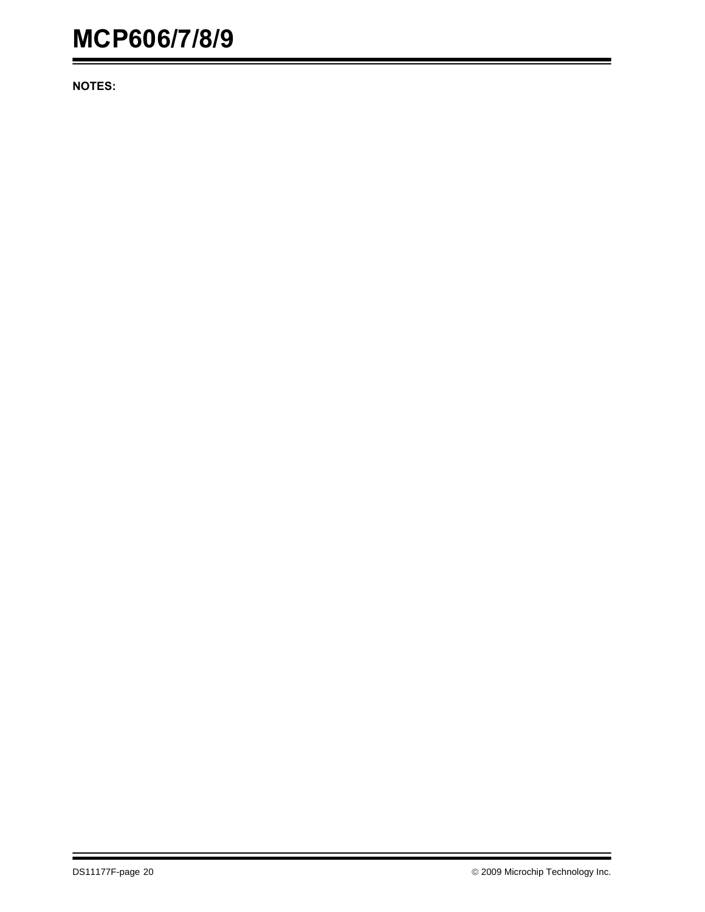**NOTES:**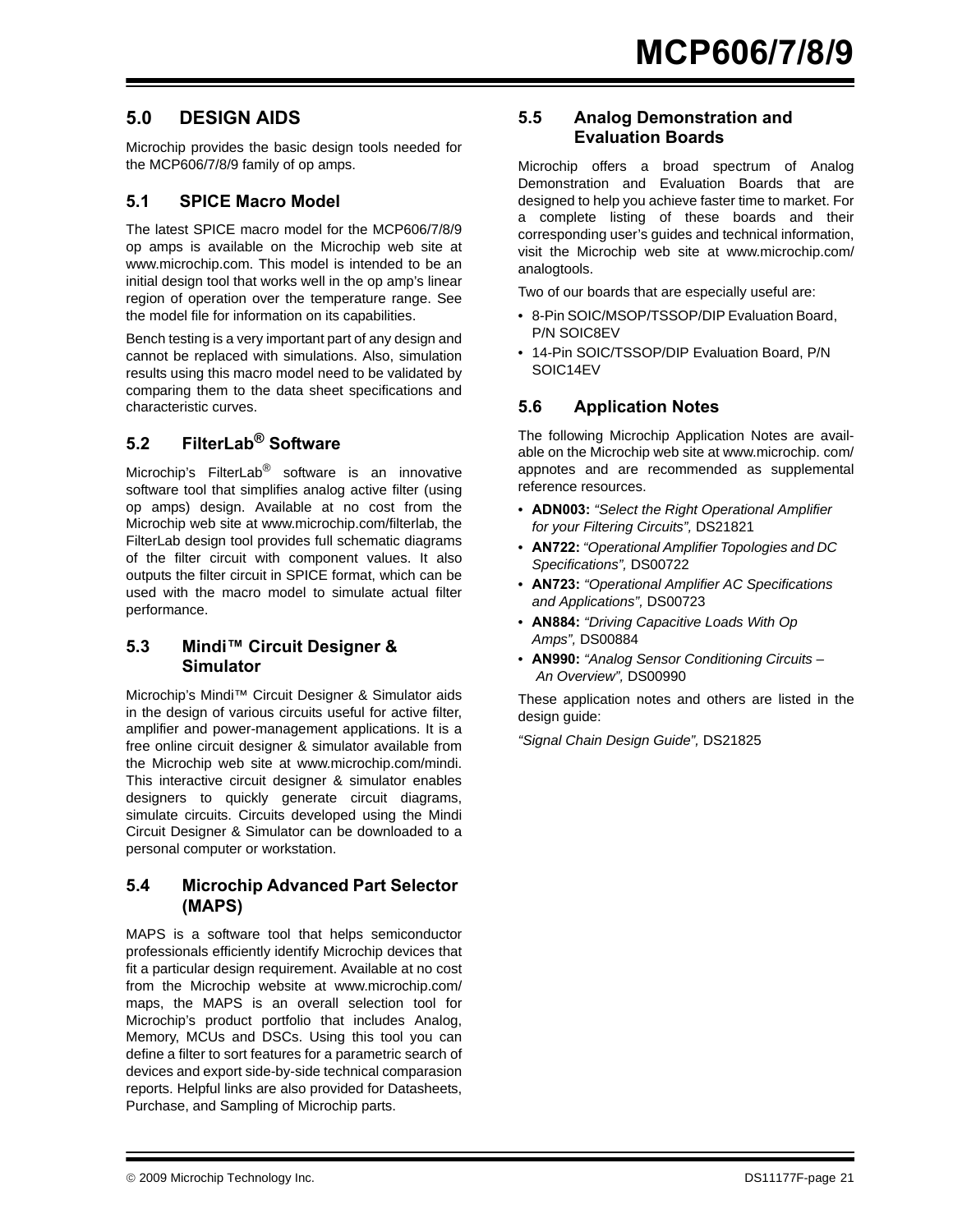## 5.0 DESIGN AIDS

Microchip provides the basic design tools needed for the MCP606/7/8/9 family of op amps.

### 5.1 SPICE Macro Model

The latest SPICE macro model for the MCP606/7/8/9 op amps is available on the Microchip web site at www.microchip.com. This model is intended to be an initial design tool that works well in the op amp's linear region of operation over the temperature range. See the model file for information on its capabilities.

Bench testing is a very important part of any design and cannot be replaced with simulations. Also, simulation results using this macro model need to be validated by comparing them to the data sheet specifications and characteristic curves.

### 5.2 FilterLab® Software

Microchip's FilterLab® software is an innovative software tool that simplifies analog active filter (using op amps) design. Available at no cost from the Microchip web site at www.microchip.com/filterlab, the FilterLab design tool provides full schematic diagrams of the filter circuit with component values. It also outputs the filter circuit in SPICE format, which can be used with the macro model to simulate actual filter performance.

### 5.3 Mindi™ Circuit Designer & Simulator

Microchip's Mindi™ Circuit Designer & Simulator aids in the design of various circuits useful for active filter, amplifier and power-management applications. It is a free online circuit designer & simulator available from the Microchip web site at www.microchip.com/mindi. This interactive circuit designer & simulator enables designers to quickly generate circuit diagrams, simulate circuits. Circuits developed using the Mindi Circuit Designer & Simulator can be downloaded to a personal computer or workstation.

### 5.4 Microchip Advanced Part Selector (MAPS)

MAPS is a software tool that helps semiconductor professionals efficiently identify Microchip devices that fit a particular design requirement. Available at no cost from the Microchip website at www.microchip.com/maps, the MAPS is an overall selection tool for Microchip's product portfolio that includes Analog, Memory, MCUs and DSCs. Using this tool you can define a filter to sort features for a parametric search of devices and export side-by-side technical comparasion reports. Helpful links are also provided for Datasheets, Purchase, and Sampling of Microchip parts.

### 5.5 Analog Demonstration and Evaluation Boards

Microchip offers a broad spectrum of Analog Demonstration and Evaluation Boards that are designed to help you achieve faster time to market. For a complete listing of these boards and their corresponding user's guides and technical information, visit the Microchip web site at www.microchip.com/analogtools.

Two of our boards that are especially useful are:

- 8-Pin SOIC/MSOP/TSSOP/DIP Evaluation Board, P/N SOIC8EV
- 14-Pin SOIC/TSSOP/DIP Evaluation Board, P/N SOIC14EV

### 5.6 Application Notes

The following Microchip Application Notes are available on the Microchip web site at www.microchip. com/appnotes and are recommended as supplemental reference resources.

- **ADN003:** *"Select the Right Operational Amplifier for your Filtering Circuits",* DS21821
- **AN722:** *"Operational Amplifier Topologies and DC Specifications",* DS00722
- **AN723:** *"Operational Amplifier AC Specifications and Applications",* DS00723
- **AN884:** *"Driving Capacitive Loads With Op Amps",* DS00884
- **AN990:** *"Analog Sensor Conditioning Circuits – An Overview",* DS00990

These application notes and others are listed in the design guide:

*"Signal Chain Design Guide",* DS21825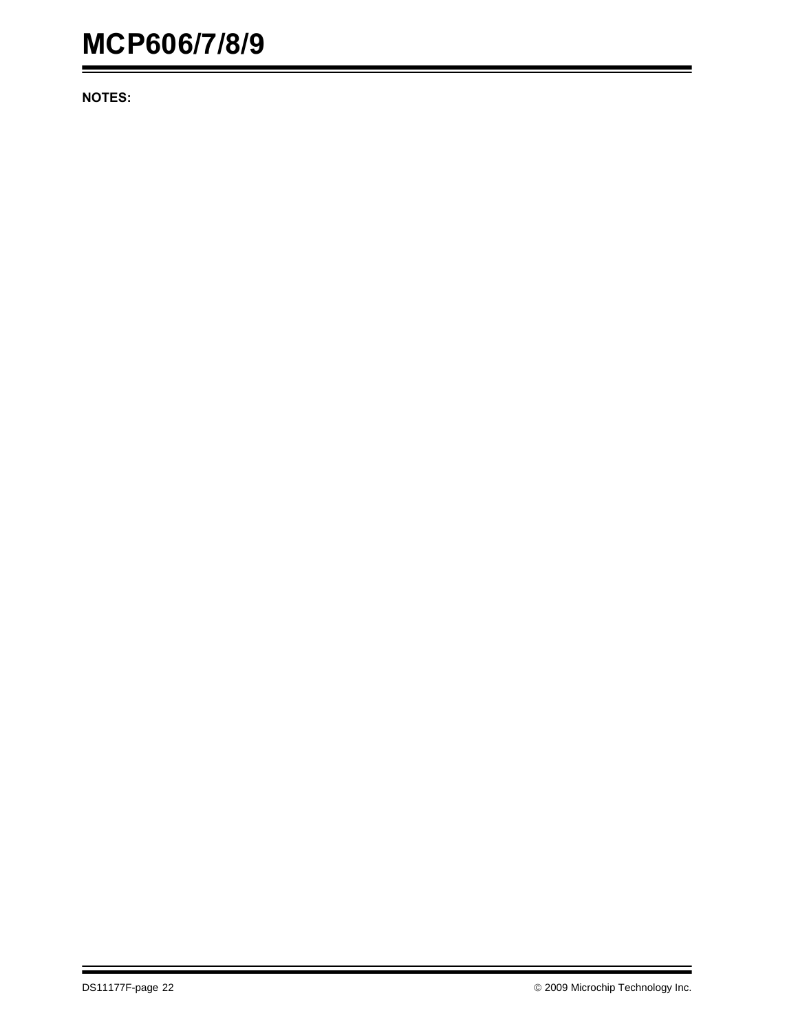**NOTES:**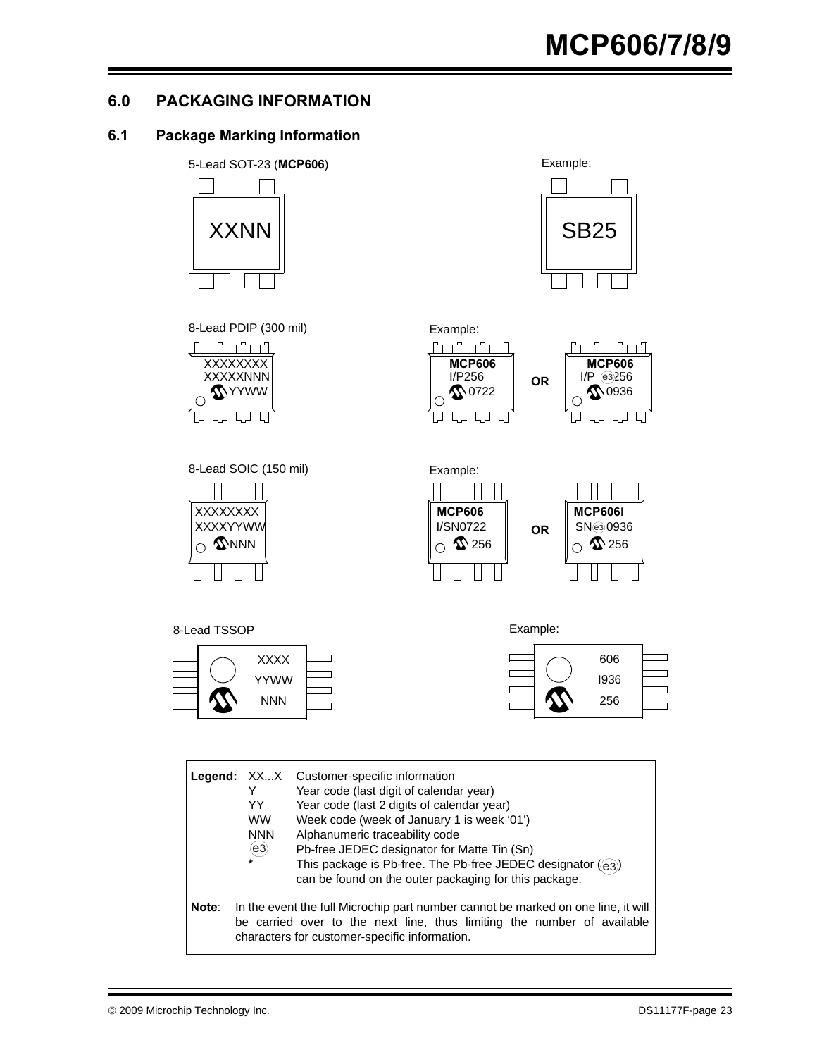## 6.0 PACKAGING INFORMATION

### 6.1 Package Marking Information

5-Lead SOT-23 (**MCP606**)

XXNN

Example:

SB25

8-Lead PDIP (300 mil)

XXXXXXXX
XXXXXNNN
YYWW

Example:

**MCP606**
I/P256
0722

OR

**MCP606**
I/P e3 256
0936

8-Lead SOIC (150 mil)

XXXXXXXX
XXXXYYWW
NNN

Example:

**MCP606**
I/SN0722
256

OR

**MCP606I**
SN e3 0936
256

8-Lead TSSOP

XXXX
YYWW
NNN

Example:

606
I936
256

| **Legend:** | | |
|---|---|---|
| | XX...X | Customer-specific information |
| | Y | Year code (last digit of calendar year) |
| | YY | Year code (last 2 digits of calendar year) |
| | WW | Week code (week of January 1 is week '01') |
| | NNN | Alphanumeric traceability code |
| | e3 | Pb-free JEDEC designator for Matte Tin (Sn) |
| | * | This package is Pb-free. The Pb-free JEDEC designator (e3) can be found on the outer packaging for this package. |

**Note**: In the event the full Microchip part number cannot be marked on one line, it will be carried over to the next line, thus limiting the number of available characters for customer-specific information.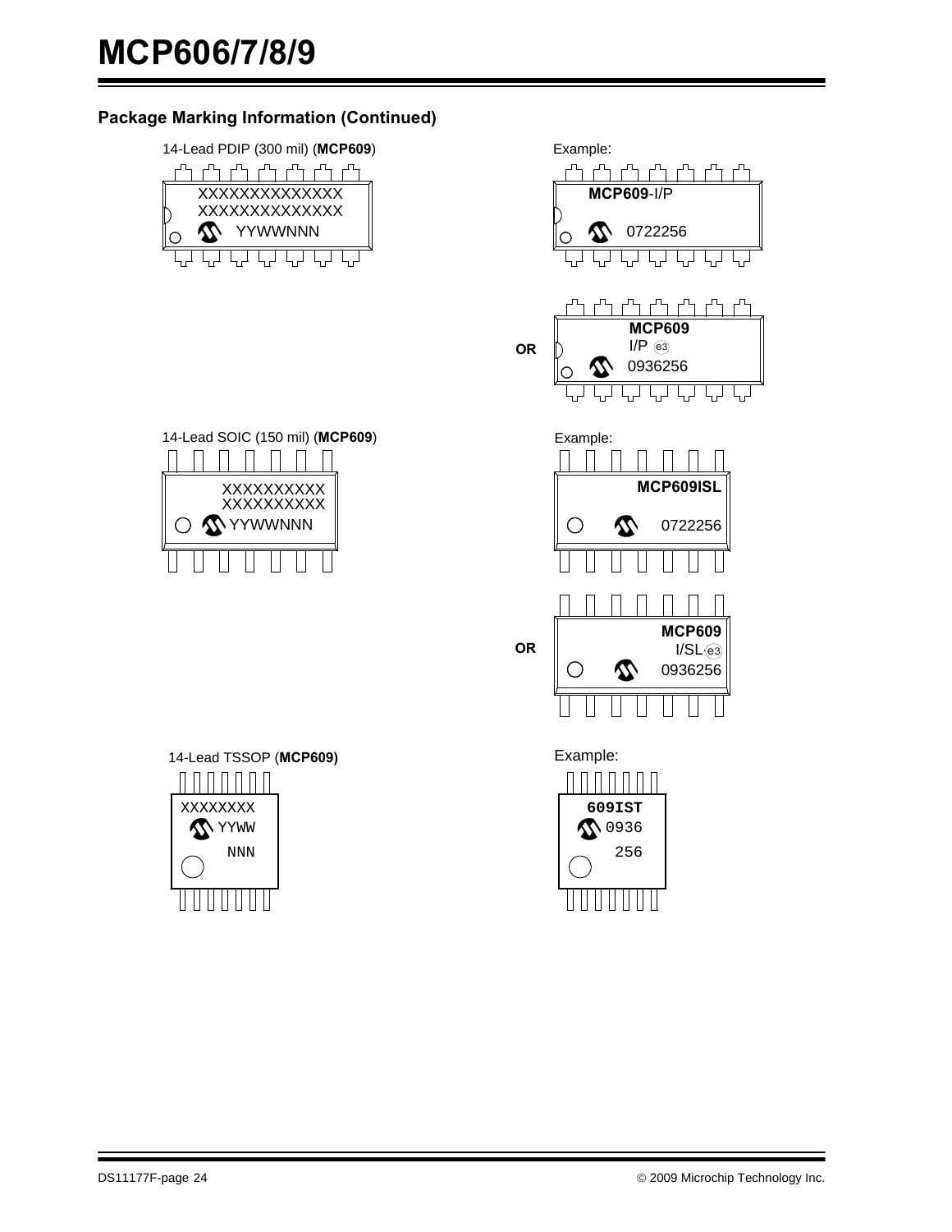## Package Marking Information (Continued)

14-Lead PDIP (300 mil) (**MCP609**)

```
XXXXXXXXXXXXXX
XXXXXXXXXXXXXX
YYWWNNN
```

Example:

```
MCP609-I/P
0722256
```

**OR**

```
MCP609
I/P e3
0936256
```

14-Lead SOIC (150 mil) (**MCP609**)

```
XXXXXXXXXX
XXXXXXXXXX
YYWWNNN
```

Example:

```
MCP609ISL
0722256
```

**OR**

```
MCP609
I/SL e3
0936256
```

14-Lead TSSOP (**MCP609)**

```
XXXXXXXX
YYWW
NNN
```

Example:

```
609IST
0936
256
```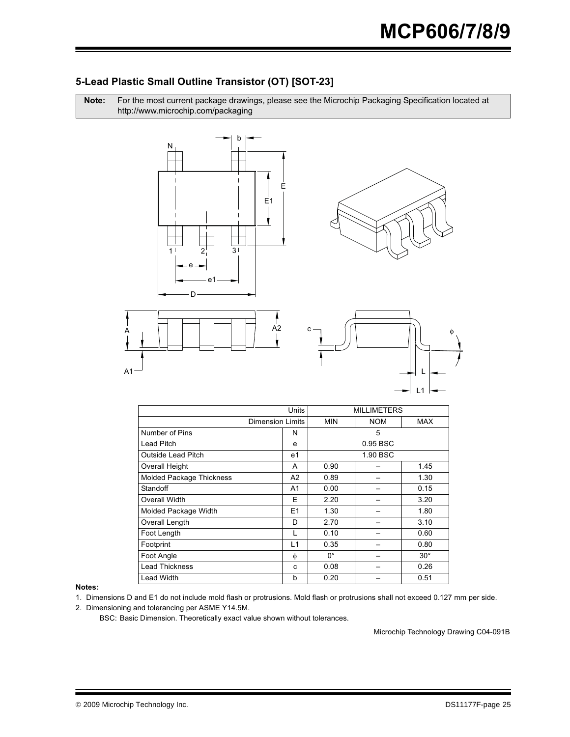## 5-Lead Plastic Small Outline Transistor (OT) [SOT-23]

**Note:** For the most current package drawings, please see the Microchip Packaging Specification located at http://www.microchip.com/packaging

| Units | | MILLIMETERS | | |
|---|---|---|---|---|
| Dimension Limits | | MIN | NOM | MAX |
| Number of Pins | N | | 5 | |
| Lead Pitch | e | | 0.95 BSC | |
| Outside Lead Pitch | e1 | | 1.90 BSC | |
| Overall Height | A | 0.90 | – | 1.45 |
| Molded Package Thickness | A2 | 0.89 | – | 1.30 |
| Standoff | A1 | 0.00 | – | 0.15 |
| Overall Width | E | 2.20 | – | 3.20 |
| Molded Package Width | E1 | 1.30 | – | 1.80 |
| Overall Length | D | 2.70 | – | 3.10 |
| Foot Length | L | 0.10 | – | 0.60 |
| Footprint | L1 | 0.35 | – | 0.80 |
| Foot Angle | $\phi$ | 0° | – | 30° |
| Lead Thickness | c | 0.08 | – | 0.26 |
| Lead Width | b | 0.20 | – | 0.51 |

**Notes:**

1. Dimensions D and E1 do not include mold flash or protrusions. Mold flash or protrusions shall not exceed 0.127 mm per side.
2. Dimensioning and tolerancing per ASME Y14.5M.

   BSC: Basic Dimension. Theoretically exact value shown without tolerances.

Microchip Technology Drawing C04-091B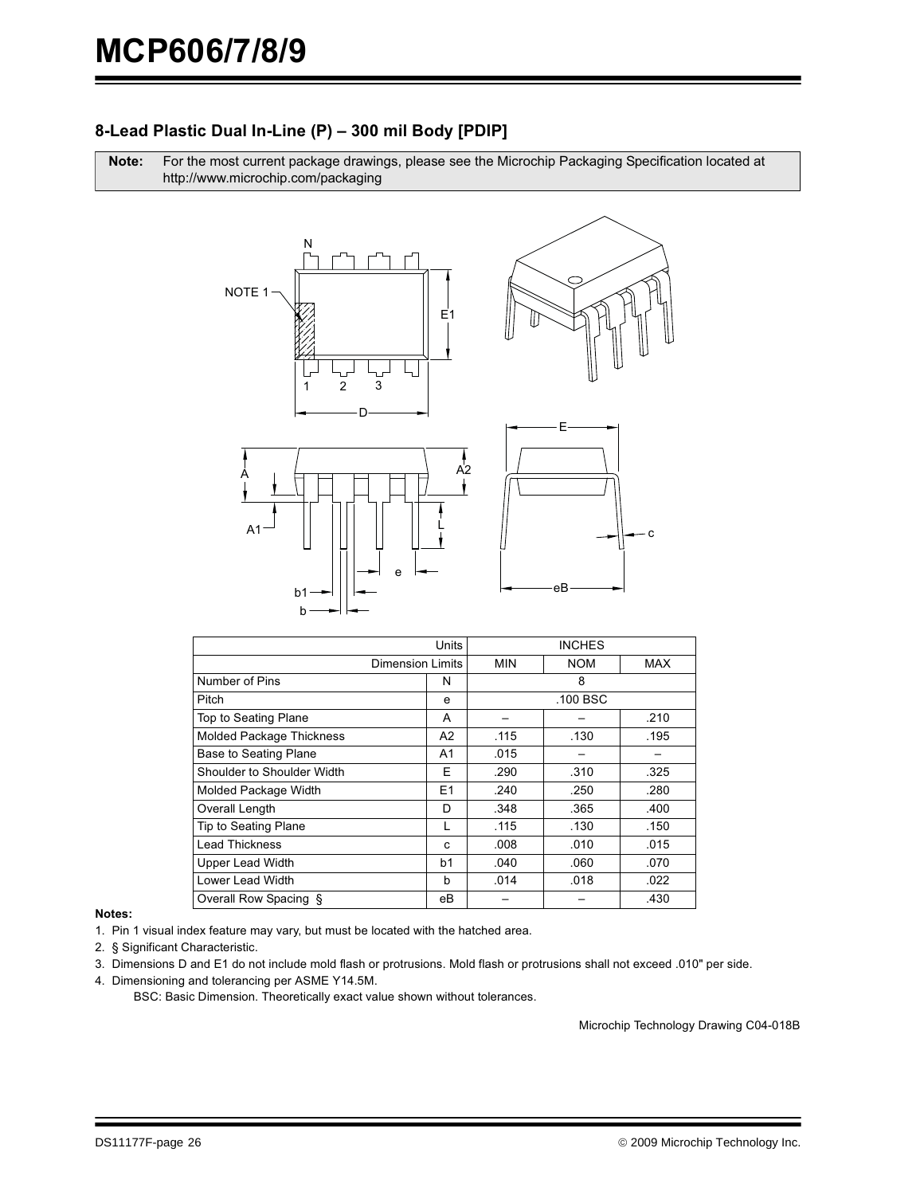## 8-Lead Plastic Dual In-Line (P) – 300 mil Body [PDIP]

| **Note:** | For the most current package drawings, please see the Microchip Packaging Specification located at http://www.microchip.com/packaging |
|---|---|

| Units | | INCHES | | |
|---|---|---|---|---|
| Dimension Limits | | MIN | NOM | MAX |
| Number of Pins | N | | 8 | |
| Pitch | e | | .100 BSC | |
| Top to Seating Plane | A | – | – | .210 |
| Molded Package Thickness | A2 | .115 | .130 | .195 |
| Base to Seating Plane | A1 | .015 | – | – |
| Shoulder to Shoulder Width | E | .290 | .310 | .325 |
| Molded Package Width | E1 | .240 | .250 | .280 |
| Overall Length | D | .348 | .365 | .400 |
| Tip to Seating Plane | L | .115 | .130 | .150 |
| Lead Thickness | c | .008 | .010 | .015 |
| Upper Lead Width | b1 | .040 | .060 | .070 |
| Lower Lead Width | b | .014 | .018 | .022 |
| Overall Row Spacing § | eB | – | – | .430 |

**Notes:**

1. Pin 1 visual index feature may vary, but must be located with the hatched area.
2. § Significant Characteristic.
3. Dimensions D and E1 do not include mold flash or protrusions. Mold flash or protrusions shall not exceed .010" per side.
4. Dimensioning and tolerancing per ASME Y14.5M.

   BSC: Basic Dimension. Theoretically exact value shown without tolerances.

Microchip Technology Drawing C04-018B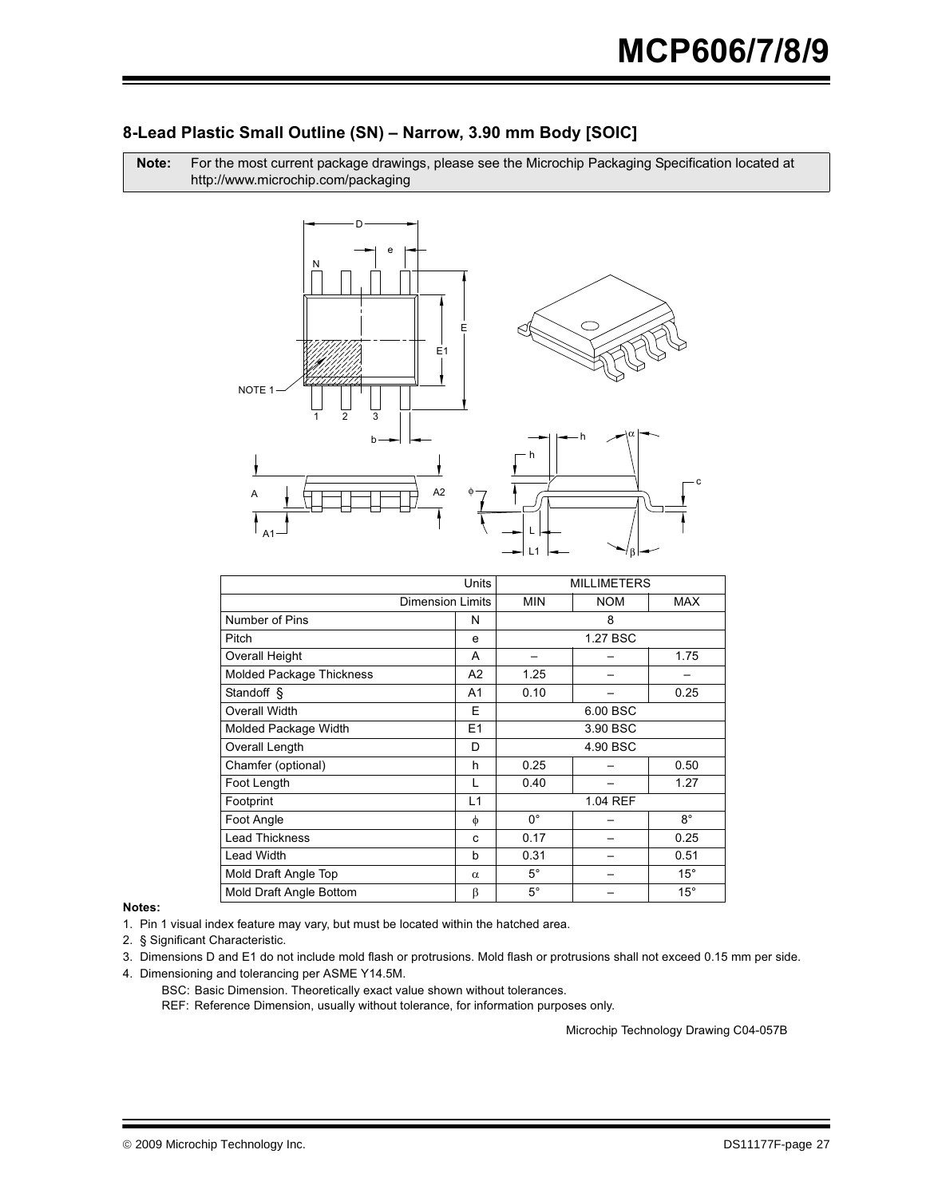## 8-Lead Plastic Small Outline (SN) – Narrow, 3.90 mm Body [SOIC]

**Note:** For the most current package drawings, please see the Microchip Packaging Specification located at http://www.microchip.com/packaging

| Units | | MILLIMETERS | | |
|---|---|---|---|---|
| Dimension Limits | | MIN | NOM | MAX |
| Number of Pins | N | | 8 | |
| Pitch | e | | 1.27 BSC | |
| Overall Height | A | – | – | 1.75 |
| Molded Package Thickness | A2 | 1.25 | – | – |
| Standoff § | A1 | 0.10 | – | 0.25 |
| Overall Width | E | | 6.00 BSC | |
| Molded Package Width | E1 | | 3.90 BSC | |
| Overall Length | D | | 4.90 BSC | |
| Chamfer (optional) | h | 0.25 | – | 0.50 |
| Foot Length | L | 0.40 | – | 1.27 |
| Footprint | L1 | | 1.04 REF | |
| Foot Angle | $\phi$ | 0° | – | 8° |
| Lead Thickness | c | 0.17 | – | 0.25 |
| Lead Width | b | 0.31 | – | 0.51 |
| Mold Draft Angle Top | $\alpha$ | 5° | – | 15° |
| Mold Draft Angle Bottom | $\beta$ | 5° | – | 15° |

**Notes:**

1. Pin 1 visual index feature may vary, but must be located within the hatched area.
2. § Significant Characteristic.
3. Dimensions D and E1 do not include mold flash or protrusions. Mold flash or protrusions shall not exceed 0.15 mm per side.
4. Dimensioning and tolerancing per ASME Y14.5M.

   BSC: Basic Dimension. Theoretically exact value shown without tolerances.

   REF: Reference Dimension, usually without tolerance, for information purposes only.

Microchip Technology Drawing C04-057B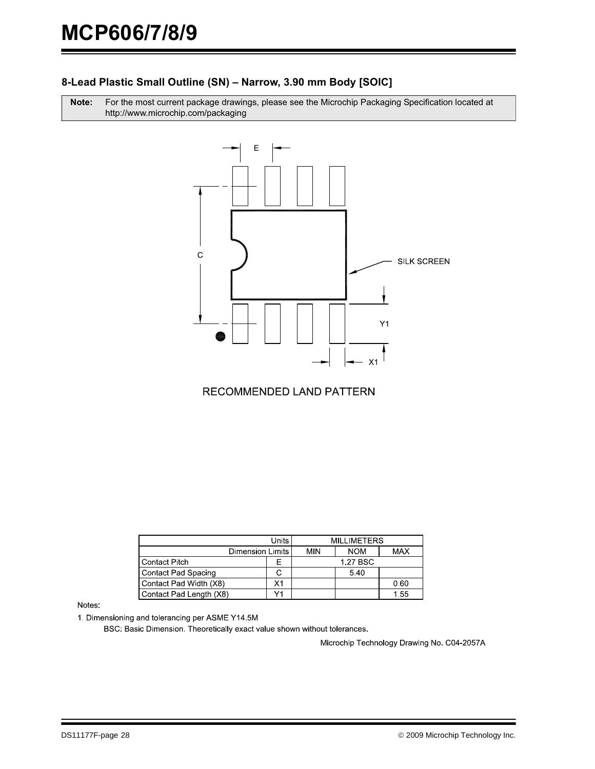### 8-Lead Plastic Small Outline (SN) – Narrow, 3.90 mm Body [SOIC]

**Note:** For the most current package drawings, please see the Microchip Packaging Specification located at http://www.microchip.com/packaging

RECOMMENDED LAND PATTERN

| Units | | MILLIMETERS | | |
|---|---|---|---|---|
| Dimension Limits | | MIN | NOM | MAX |
| Contact Pitch | E | | 1.27 BSC | |
| Contact Pad Spacing | C | | 5.40 | |
| Contact Pad Width (X8) | X1 | | | 0.60 |
| Contact Pad Length (X8) | Y1 | | | 1.55 |

Notes:

1. Dimensioning and tolerancing per ASME Y14.5M

   BSC: Basic Dimension. Theoretically exact value shown without tolerances.

Microchip Technology Drawing No. C04-2057A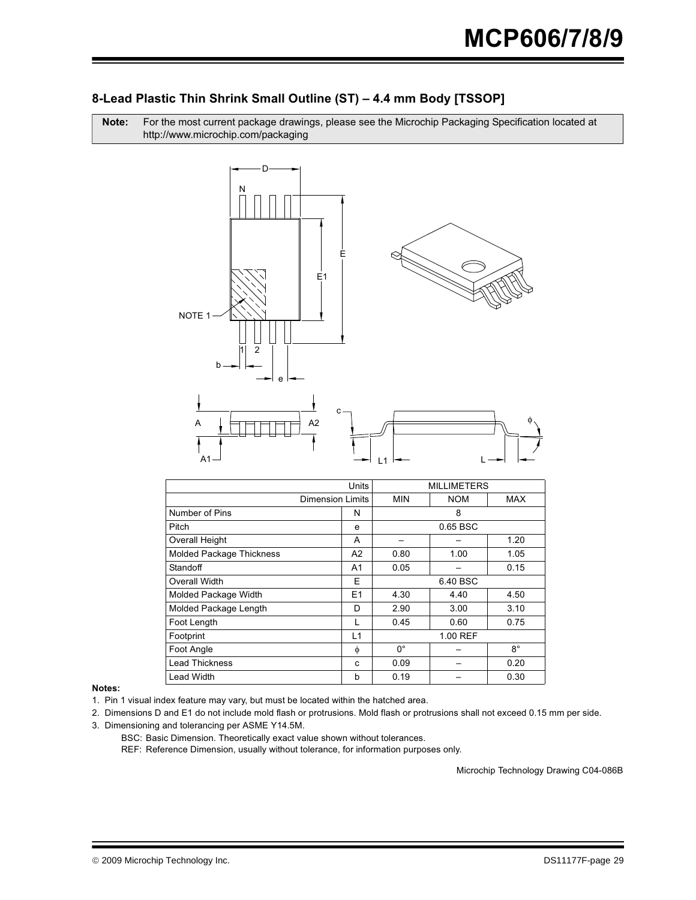## 8-Lead Plastic Thin Shrink Small Outline (ST) – 4.4 mm Body [TSSOP]

**Note:** For the most current package drawings, please see the Microchip Packaging Specification located at http://www.microchip.com/packaging

| Units | | MILLIMETERS | | |
|---|---|---|---|---|
| Dimension Limits | | MIN | NOM | MAX |
| Number of Pins | N | | 8 | |
| Pitch | e | | 0.65 BSC | |
| Overall Height | A | – | – | 1.20 |
| Molded Package Thickness | A2 | 0.80 | 1.00 | 1.05 |
| Standoff | A1 | 0.05 | – | 0.15 |
| Overall Width | E | | 6.40 BSC | |
| Molded Package Width | E1 | 4.30 | 4.40 | 4.50 |
| Molded Package Length | D | 2.90 | 3.00 | 3.10 |
| Foot Length | L | 0.45 | 0.60 | 0.75 |
| Footprint | L1 | | 1.00 REF | |
| Foot Angle | $\phi$ | 0° | – | 8° |
| Lead Thickness | c | 0.09 | – | 0.20 |
| Lead Width | b | 0.19 | – | 0.30 |

**Notes:**

1. Pin 1 visual index feature may vary, but must be located within the hatched area.
2. Dimensions D and E1 do not include mold flash or protrusions. Mold flash or protrusions shall not exceed 0.15 mm per side.
3. Dimensioning and tolerancing per ASME Y14.5M.

   BSC: Basic Dimension. Theoretically exact value shown without tolerances.

   REF: Reference Dimension, usually without tolerance, for information purposes only.

Microchip Technology Drawing C04-086B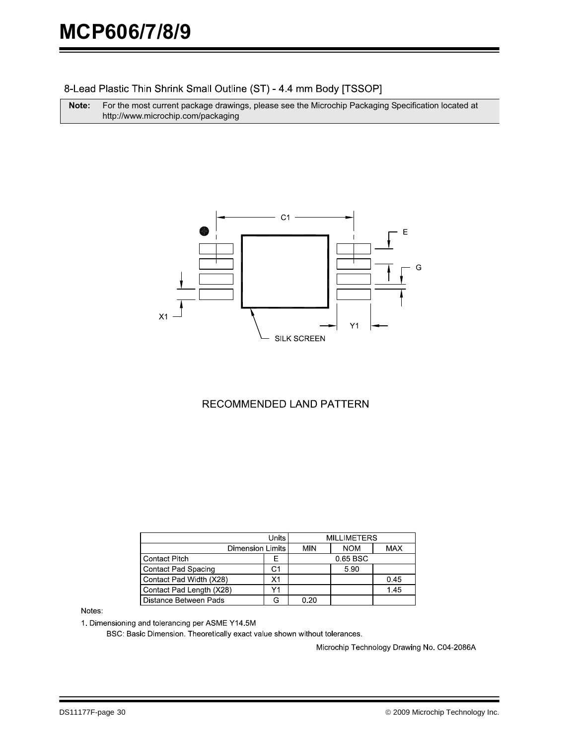## 8-Lead Plastic Thin Shrink Small Outline (ST) - 4.4 mm Body [TSSOP]

**Note:** For the most current package drawings, please see the Microchip Packaging Specification located at http://www.microchip.com/packaging

RECOMMENDED LAND PATTERN

| Units | | MILLIMETERS | | |
|---|---|---|---|---|
| Dimension Limits | | MIN | NOM | MAX |
| Contact Pitch | E | | 0.65 BSC | |
| Contact Pad Spacing | C1 | | 5.90 | |
| Contact Pad Width (X28) | X1 | | | 0.45 |
| Contact Pad Length (X28) | Y1 | | | 1.45 |
| Distance Between Pads | G | 0.20 | | |

Notes:

1. Dimensioning and tolerancing per ASME Y14.5M

   BSC: Basic Dimension. Theoretically exact value shown without tolerances.

Microchip Technology Drawing No. C04-2086A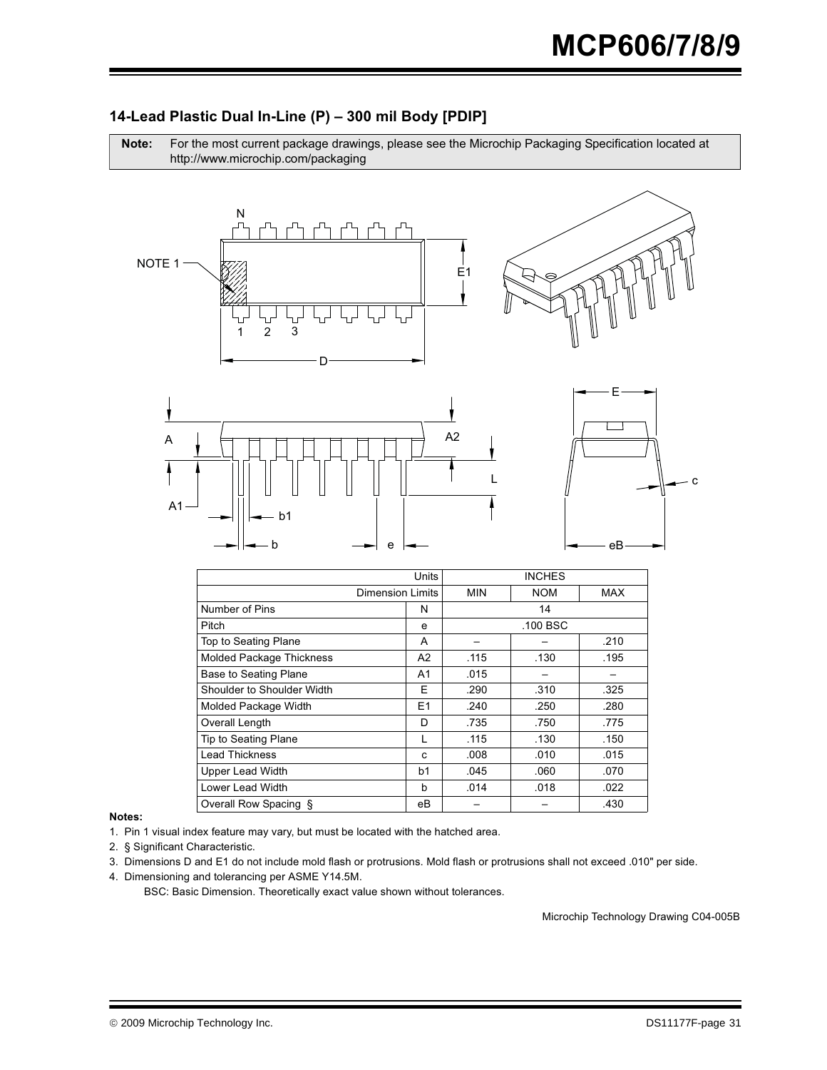## 14-Lead Plastic Dual In-Line (P) – 300 mil Body [PDIP]

**Note:** For the most current package drawings, please see the Microchip Packaging Specification located at http://www.microchip.com/packaging

| Units | | INCHES | | |
|---|---|---|---|---|
| Dimension Limits | | MIN | NOM | MAX |
| Number of Pins | N | | 14 | |
| Pitch | e | | .100 BSC | |
| Top to Seating Plane | A | – | – | .210 |
| Molded Package Thickness | A2 | .115 | .130 | .195 |
| Base to Seating Plane | A1 | .015 | – | – |
| Shoulder to Shoulder Width | E | .290 | .310 | .325 |
| Molded Package Width | E1 | .240 | .250 | .280 |
| Overall Length | D | .735 | .750 | .775 |
| Tip to Seating Plane | L | .115 | .130 | .150 |
| Lead Thickness | c | .008 | .010 | .015 |
| Upper Lead Width | b1 | .045 | .060 | .070 |
| Lower Lead Width | b | .014 | .018 | .022 |
| Overall Row Spacing § | eB | – | – | .430 |

**Notes:**

1. Pin 1 visual index feature may vary, but must be located with the hatched area.
2. § Significant Characteristic.
3. Dimensions D and E1 do not include mold flash or protrusions. Mold flash or protrusions shall not exceed .010" per side.
4. Dimensioning and tolerancing per ASME Y14.5M.

   BSC: Basic Dimension. Theoretically exact value shown without tolerances.

Microchip Technology Drawing C04-005B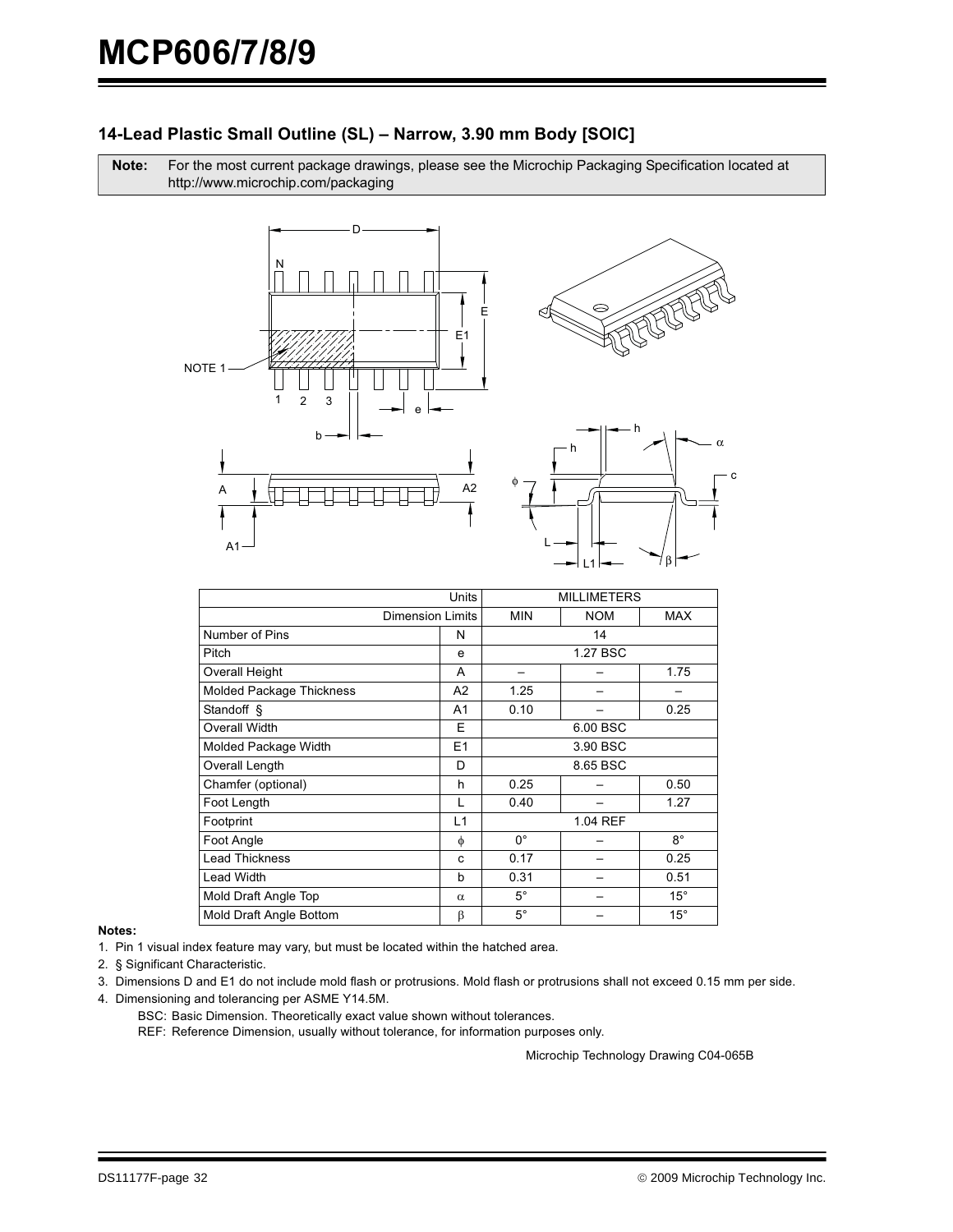## 14-Lead Plastic Small Outline (SL) – Narrow, 3.90 mm Body [SOIC]

**Note:** For the most current package drawings, please see the Microchip Packaging Specification located at http://www.microchip.com/packaging

| Units | | MILLIMETERS | | |
|---|---|---|---|---|
| Dimension Limits | | MIN | NOM | MAX |
| Number of Pins | N | | 14 | |
| Pitch | e | | 1.27 BSC | |
| Overall Height | A | – | – | 1.75 |
| Molded Package Thickness | A2 | 1.25 | – | – |
| Standoff § | A1 | 0.10 | – | 0.25 |
| Overall Width | E | | 6.00 BSC | |
| Molded Package Width | E1 | | 3.90 BSC | |
| Overall Length | D | | 8.65 BSC | |
| Chamfer (optional) | h | 0.25 | – | 0.50 |
| Foot Length | L | 0.40 | – | 1.27 |
| Footprint | L1 | | 1.04 REF | |
| Foot Angle | φ | 0° | – | 8° |
| Lead Thickness | c | 0.17 | – | 0.25 |
| Lead Width | b | 0.31 | – | 0.51 |
| Mold Draft Angle Top | α | 5° | – | 15° |
| Mold Draft Angle Bottom | β | 5° | – | 15° |

**Notes:**

1. Pin 1 visual index feature may vary, but must be located within the hatched area.
2. § Significant Characteristic.
3. Dimensions D and E1 do not include mold flash or protrusions. Mold flash or protrusions shall not exceed 0.15 mm per side.
4. Dimensioning and tolerancing per ASME Y14.5M.

   BSC: Basic Dimension. Theoretically exact value shown without tolerances.

   REF: Reference Dimension, usually without tolerance, for information purposes only.

Microchip Technology Drawing C04-065B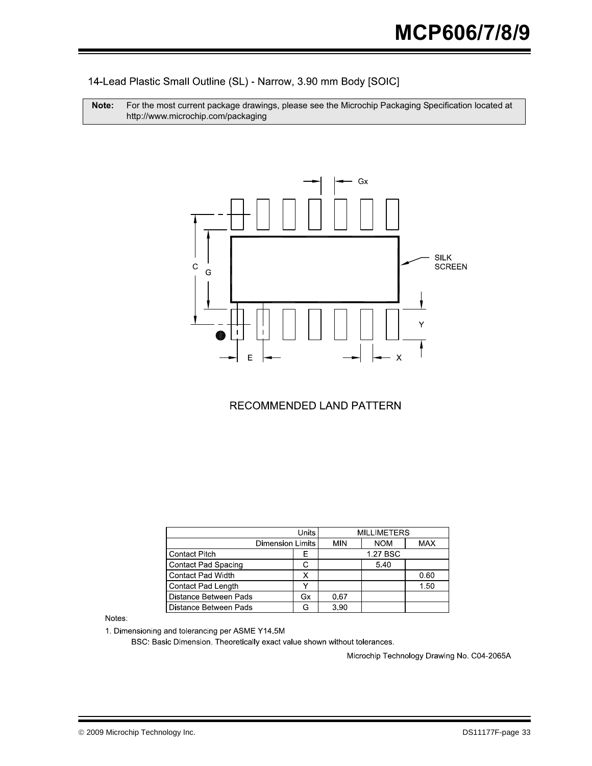## 14-Lead Plastic Small Outline (SL) - Narrow, 3.90 mm Body [SOIC]

| **Note:** | For the most current package drawings, please see the Microchip Packaging Specification located at http://www.microchip.com/packaging |
|---|---|

RECOMMENDED LAND PATTERN

| Units | | MILLIMETERS | | |
|---|---|---|---|---|
| Dimension Limits | | MIN | NOM | MAX |
| Contact Pitch | E | 1.27 BSC | | |
| Contact Pad Spacing | C | | 5.40 | |
| Contact Pad Width | X | | | 0.60 |
| Contact Pad Length | Y | | | 1.50 |
| Distance Between Pads | Gx | 0.67 | | |
| Distance Between Pads | G | 3.90 | | |

Notes:

1. Dimensioning and tolerancing per ASME Y14.5M

   BSC: Basic Dimension. Theoretically exact value shown without tolerances.

Microchip Technology Drawing No. C04-2065A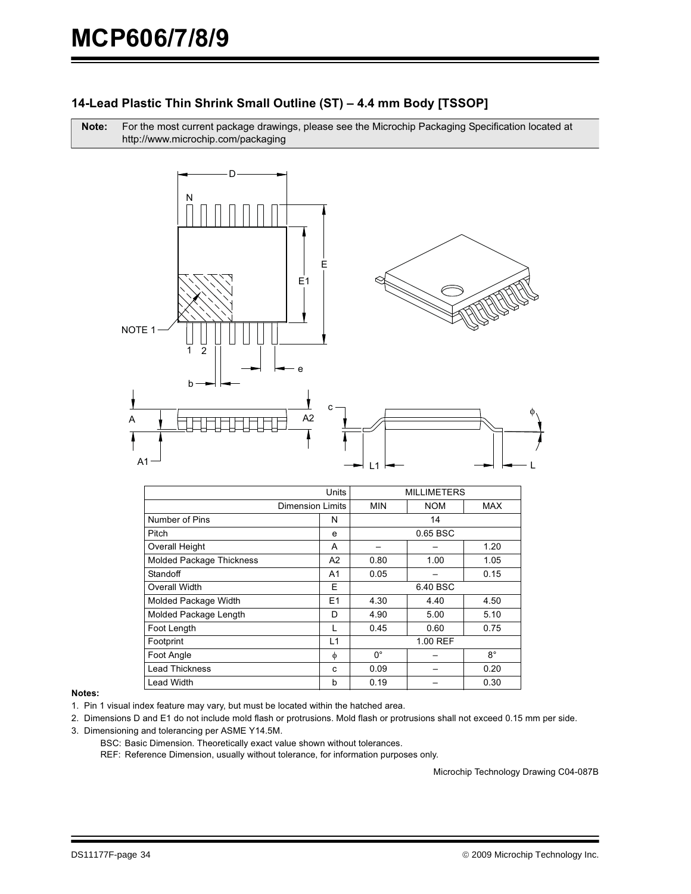## 14-Lead Plastic Thin Shrink Small Outline (ST) – 4.4 mm Body [TSSOP]

**Note:** For the most current package drawings, please see the Microchip Packaging Specification located at http://www.microchip.com/packaging

| Units | | MILLIMETERS | | |
|---|---|---|---|---|
| Dimension Limits | | MIN | NOM | MAX |
| Number of Pins | N | | 14 | |
| Pitch | e | | 0.65 BSC | |
| Overall Height | A | – | – | 1.20 |
| Molded Package Thickness | A2 | 0.80 | 1.00 | 1.05 |
| Standoff | A1 | 0.05 | – | 0.15 |
| Overall Width | E | | 6.40 BSC | |
| Molded Package Width | E1 | 4.30 | 4.40 | 4.50 |
| Molded Package Length | D | 4.90 | 5.00 | 5.10 |
| Foot Length | L | 0.45 | 0.60 | 0.75 |
| Footprint | L1 | | 1.00 REF | |
| Foot Angle | ϕ | 0° | – | 8° |
| Lead Thickness | c | 0.09 | – | 0.20 |
| Lead Width | b | 0.19 | – | 0.30 |

**Notes:**

1. Pin 1 visual index feature may vary, but must be located within the hatched area.
2. Dimensions D and E1 do not include mold flash or protrusions. Mold flash or protrusions shall not exceed 0.15 mm per side.
3. Dimensioning and tolerancing per ASME Y14.5M.

   BSC: Basic Dimension. Theoretically exact value shown without tolerances.

   REF: Reference Dimension, usually without tolerance, for information purposes only.

Microchip Technology Drawing C04-087B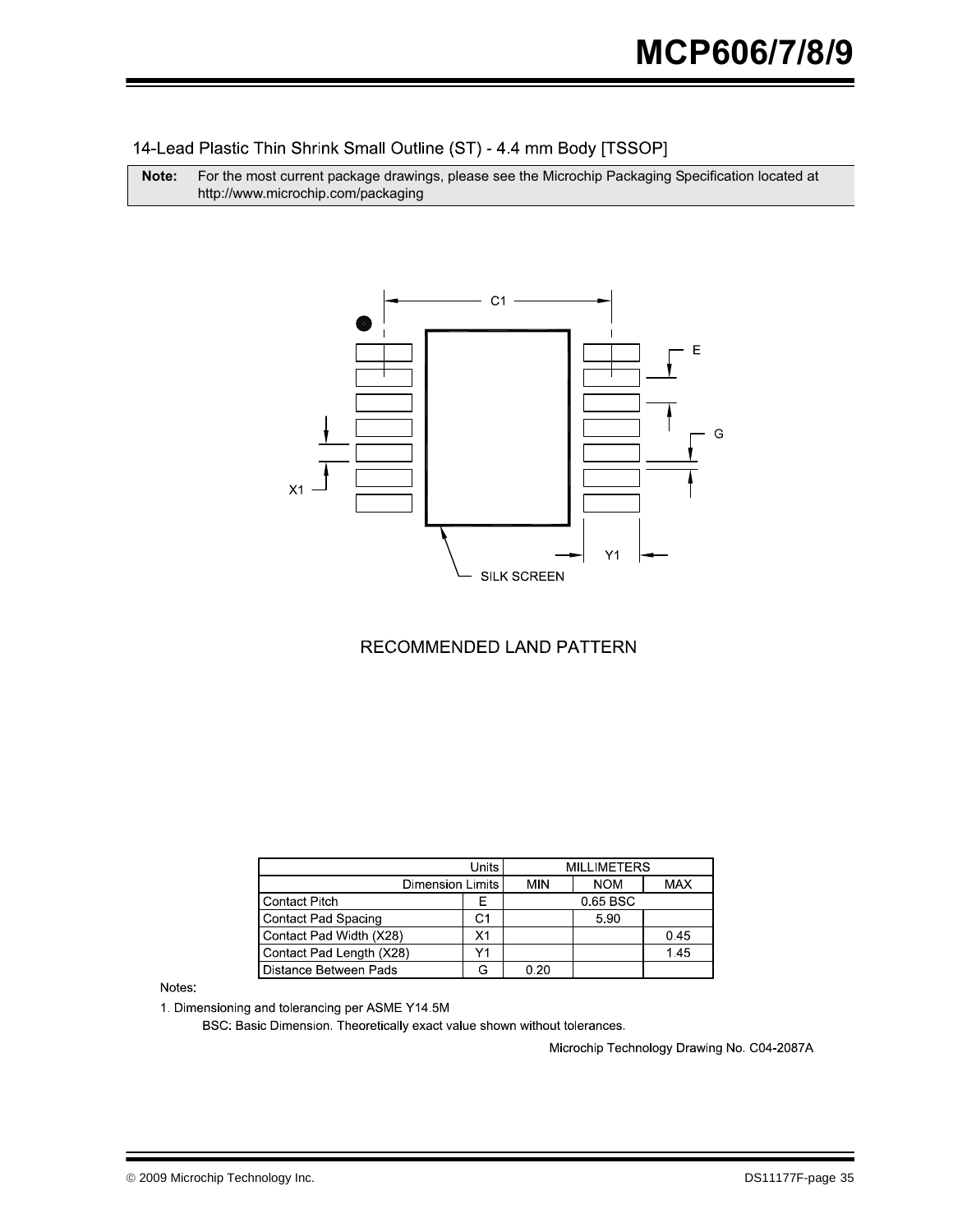## 14-Lead Plastic Thin Shrink Small Outline (ST) - 4.4 mm Body [TSSOP]

| **Note:** | For the most current package drawings, please see the Microchip Packaging Specification located at http://www.microchip.com/packaging |
|---|---|

C1

E

G

X1

Y1

SILK SCREEN

RECOMMENDED LAND PATTERN

| Units | | MILLIMETERS | | |
|---|---|---|---|---|
| Dimension Limits | | MIN | NOM | MAX |
| Contact Pitch | E | | 0.65 BSC | |
| Contact Pad Spacing | C1 | | 5.90 | |
| Contact Pad Width (X28) | X1 | | | 0.45 |
| Contact Pad Length (X28) | Y1 | | | 1.45 |
| Distance Between Pads | G | 0.20 | | |

Notes:

1. Dimensioning and tolerancing per ASME Y14.5M

   BSC: Basic Dimension. Theoretically exact value shown without tolerances.

Microchip Technology Drawing No. C04-2087A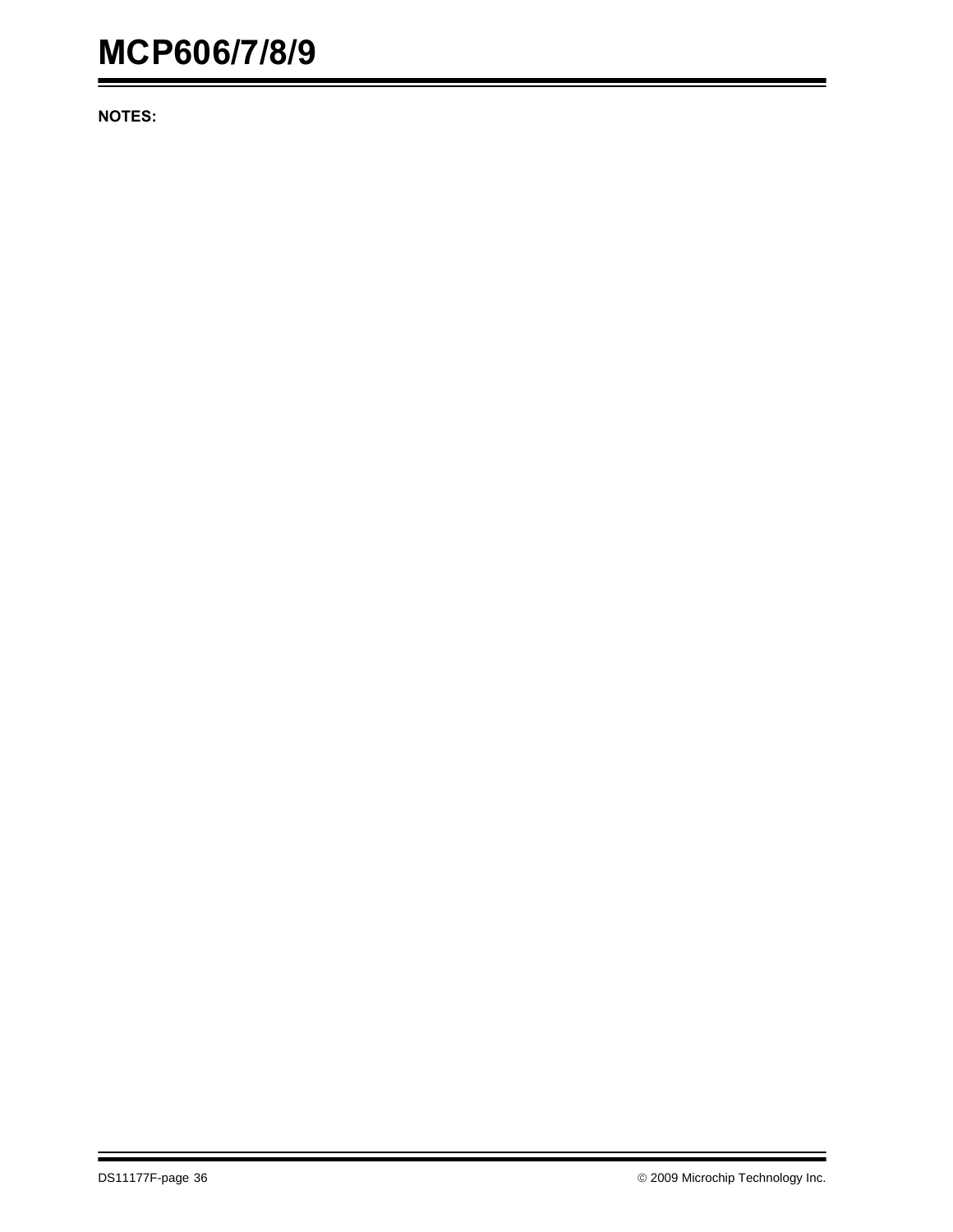**NOTES:**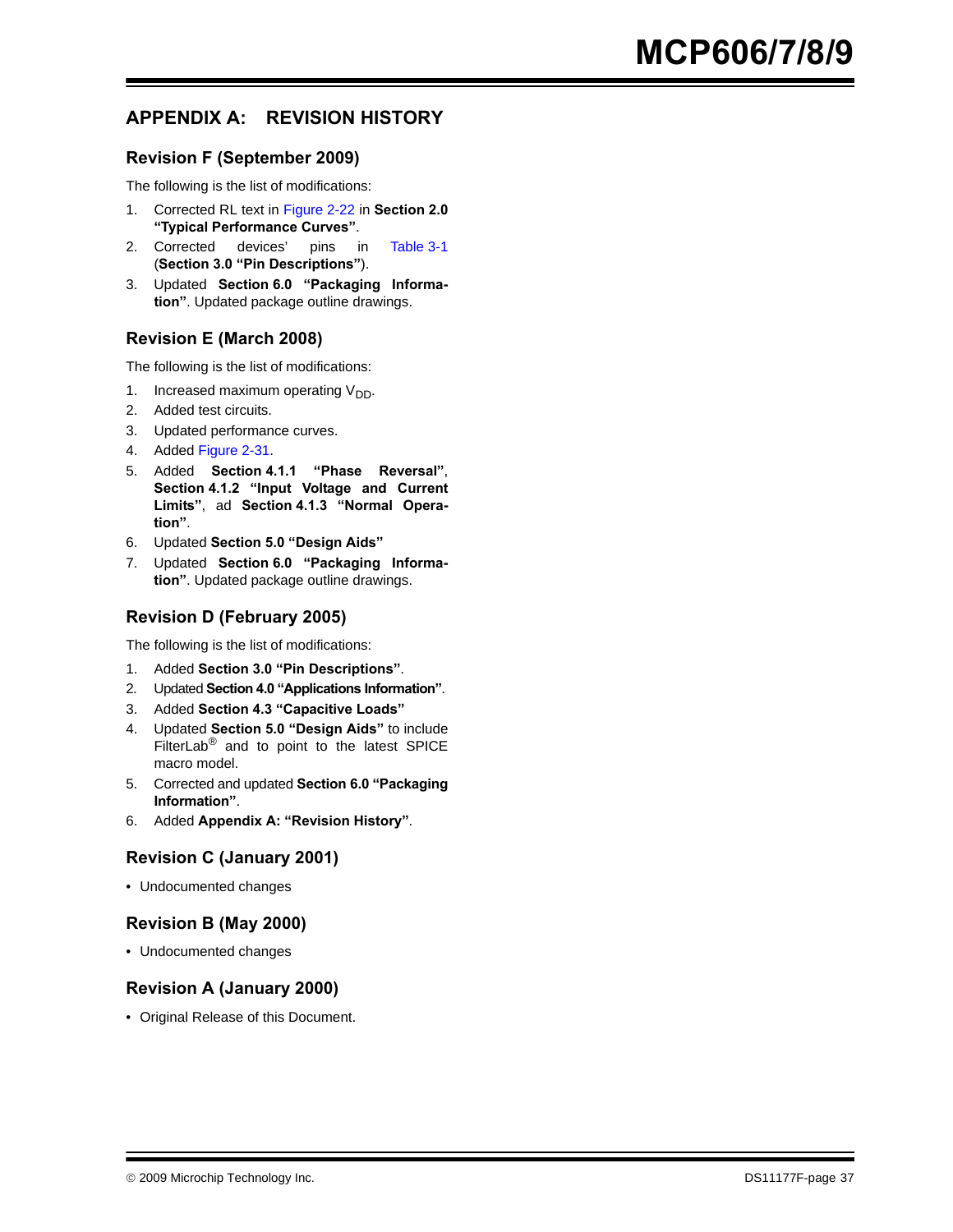# APPENDIX A: REVISION HISTORY

## Revision F (September 2009)

The following is the list of modifications:

1. Corrected RL text in Figure 2-22 in **Section 2.0 "Typical Performance Curves"**.
2. Corrected devices' pins in Table 3-1 (**Section 3.0 "Pin Descriptions"**).
3. Updated **Section 6.0 "Packaging Information"**. Updated package outline drawings.

## Revision E (March 2008)

The following is the list of modifications:

1. Increased maximum operating $V_{DD}$.
2. Added test circuits.
3. Updated performance curves.
4. Added Figure 2-31.
5. Added **Section 4.1.1 "Phase Reversal"**, **Section 4.1.2 "Input Voltage and Current Limits"**, ad **Section 4.1.3 "Normal Operation"**.
6. Updated **Section 5.0 "Design Aids"**
7. Updated **Section 6.0 "Packaging Information"**. Updated package outline drawings.

## Revision D (February 2005)

The following is the list of modifications:

1. Added **Section 3.0 "Pin Descriptions"**.
2. Updated **Section 4.0 "Applications Information"**.
3. Added **Section 4.3 "Capacitive Loads"**
4. Updated **Section 5.0 "Design Aids"** to include FilterLab® and to point to the latest SPICE macro model.
5. Corrected and updated **Section 6.0 "Packaging Information"**.
6. Added **Appendix A: "Revision History"**.

## Revision C (January 2001)

- Undocumented changes

## Revision B (May 2000)

- Undocumented changes

## Revision A (January 2000)

- Original Release of this Document.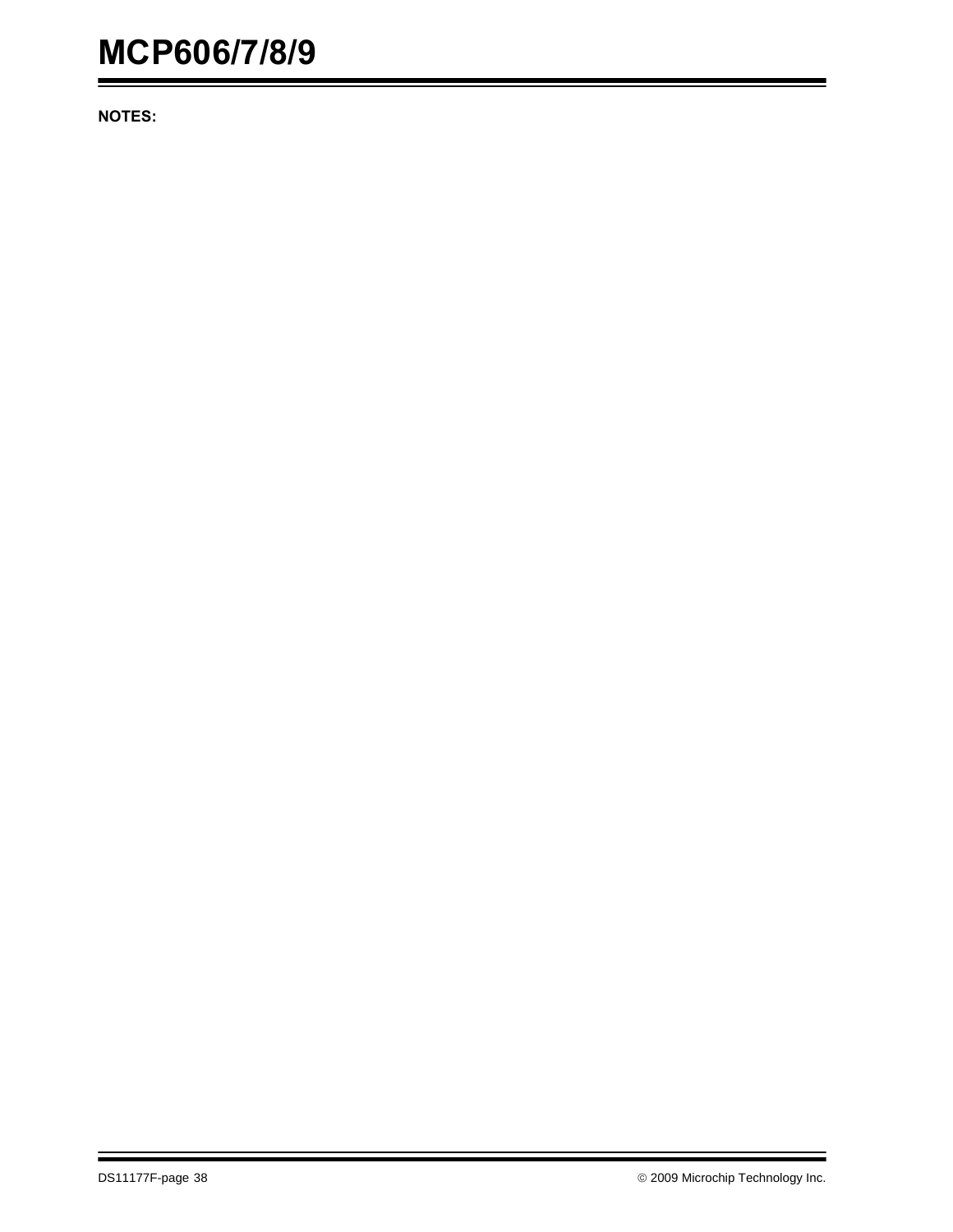**NOTES:**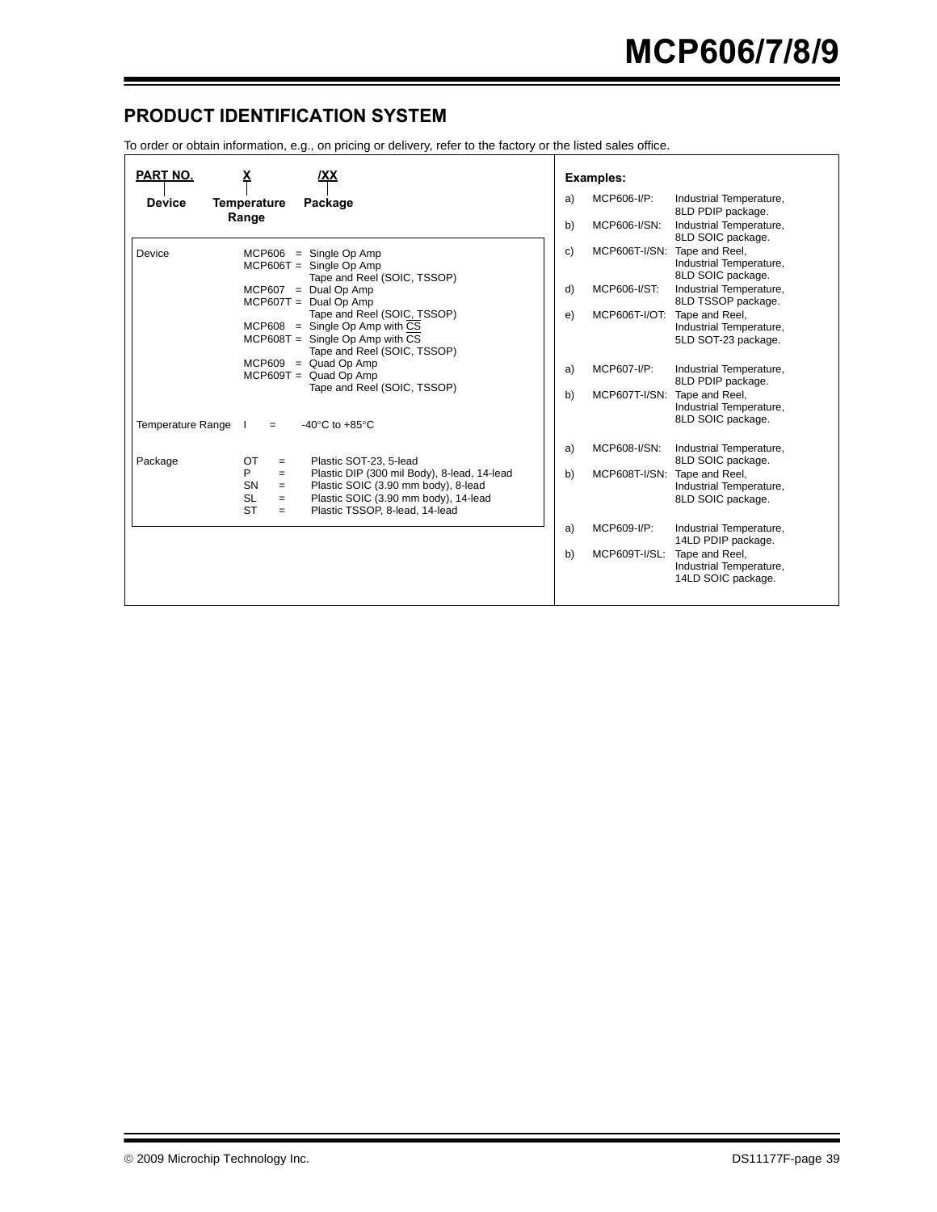## PRODUCT IDENTIFICATION SYSTEM

To order or obtain information, e.g., on pricing or delivery, refer to the factory or the listed sales office.

| PART NO. | X | /XX |
|---|---|---|
| Device | Temperature Range | Package |

**Device**

- MCP606 = Single Op Amp
- MCP606T = Single Op Amp Tape and Reel (SOIC, TSSOP)
- MCP607 = Dual Op Amp
- MCP607T = Dual Op Amp Tape and Reel (SOIC, TSSOP)
- MCP608 = Single Op Amp with $\overline{CS}$
- MCP608T = Single Op Amp with $\overline{CS}$ Tape and Reel (SOIC, TSSOP)
- MCP609 = Quad Op Amp
- MCP609T = Quad Op Amp Tape and Reel (SOIC, TSSOP)

**Temperature Range**

- I = -40°C to +85°C

**Package**

- OT = Plastic SOT-23, 5-lead
- P = Plastic DIP (300 mil Body), 8-lead, 14-lead
- SN = Plastic SOIC (3.90 mm body), 8-lead
- SL = Plastic SOIC (3.90 mm body), 14-lead
- ST = Plastic TSSOP, 8-lead, 14-lead

**Examples:**

a) MCP606-I/P: Industrial Temperature, 8LD PDIP package.
b) MCP606-I/SN: Industrial Temperature, 8LD SOIC package.
c) MCP606T-I/SN: Tape and Reel, Industrial Temperature, 8LD SOIC package.
d) MCP606-I/ST: Industrial Temperature, 8LD TSSOP package.
e) MCP606T-I/OT: Tape and Reel, Industrial Temperature, 5LD SOT-23 package.

a) MCP607-I/P: Industrial Temperature, 8LD PDIP package.
b) MCP607T-I/SN: Tape and Reel, Industrial Temperature, 8LD SOIC package.

a) MCP608-I/SN: Industrial Temperature, 8LD SOIC package.
b) MCP608T-I/SN: Tape and Reel, Industrial Temperature, 8LD SOIC package.

a) MCP609-I/P: Industrial Temperature, 14LD PDIP package.
b) MCP609T-I/SL: Tape and Reel, Industrial Temperature, 14LD SOIC package.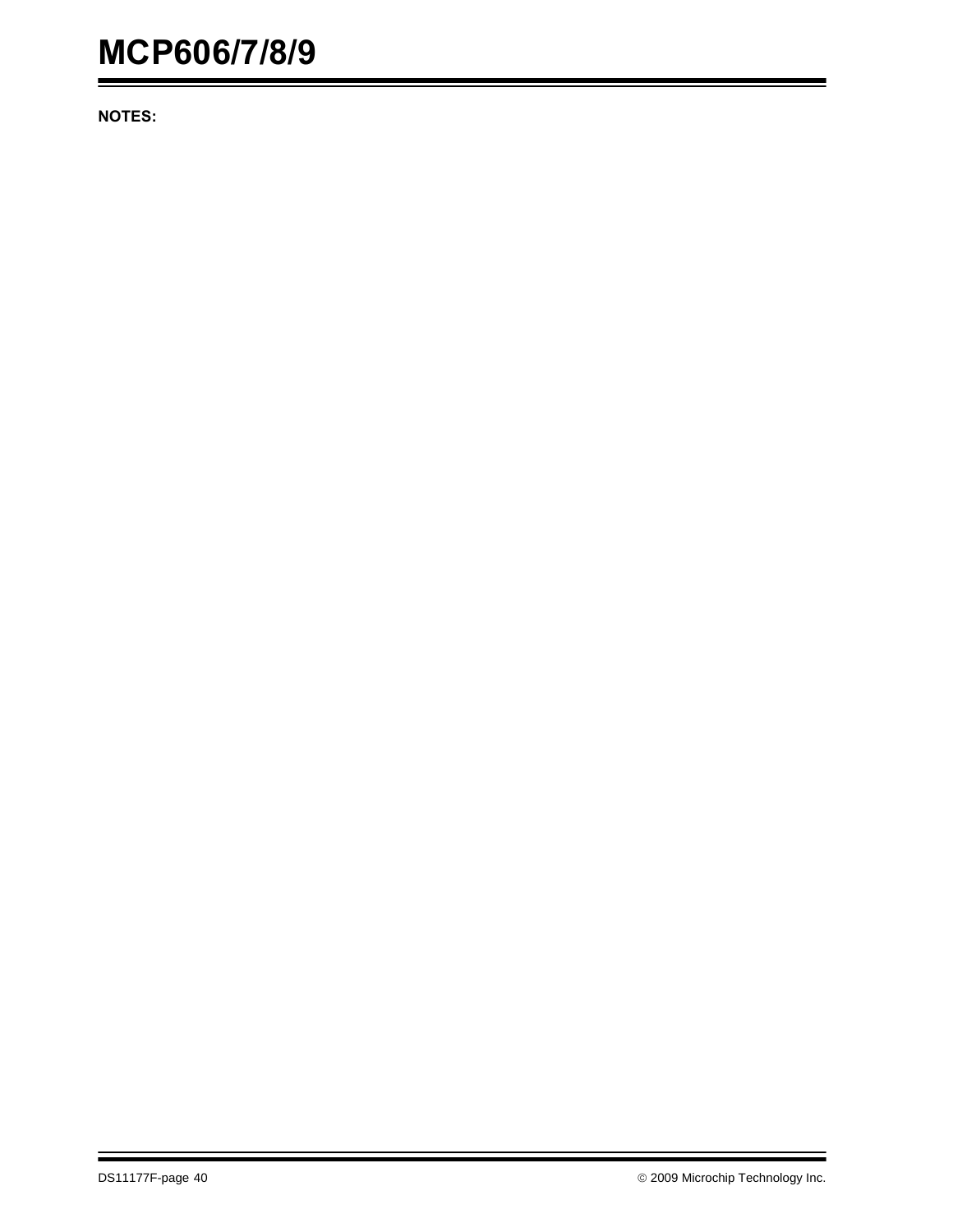**NOTES:**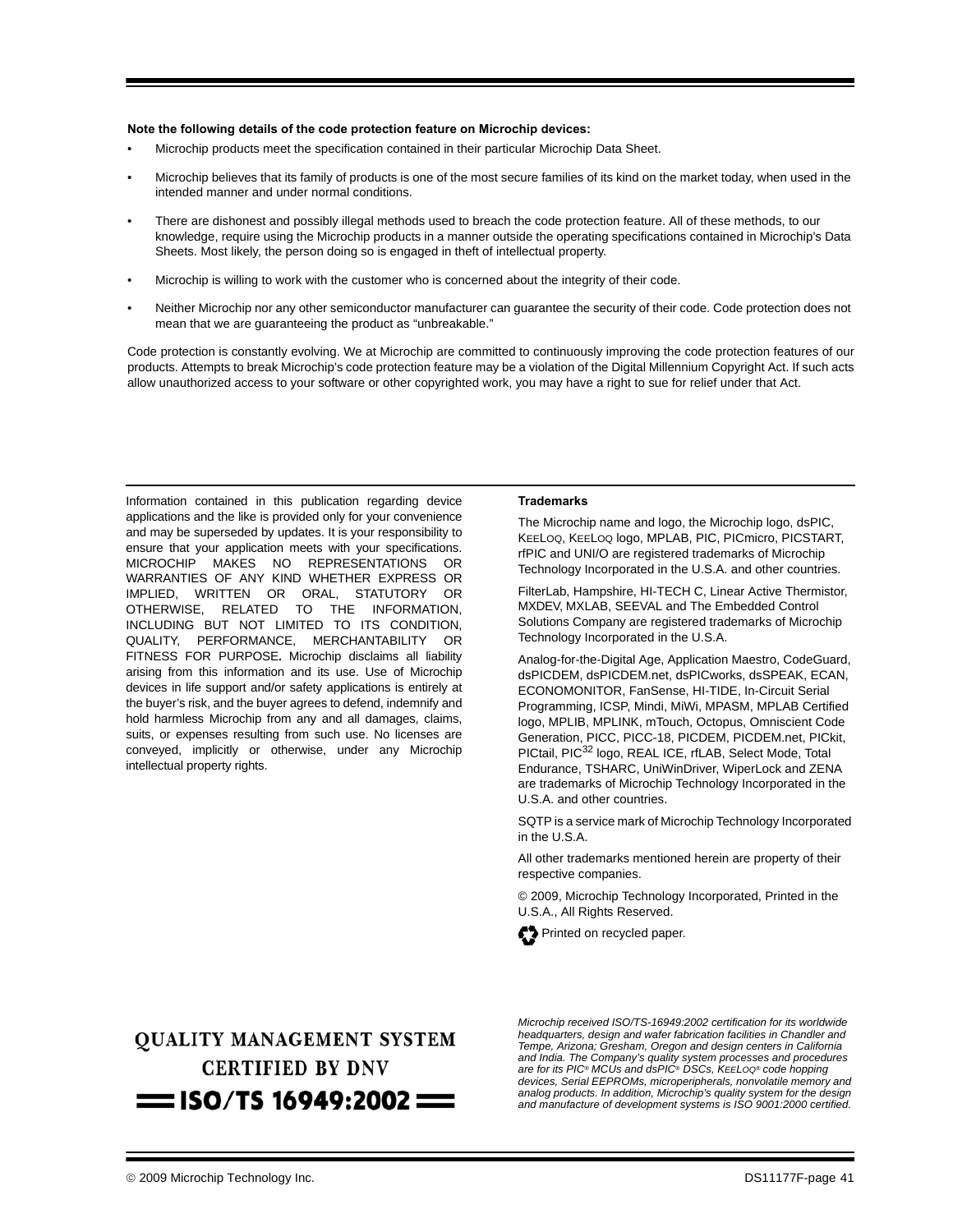**Note the following details of the code protection feature on Microchip devices:**

- Microchip products meet the specification contained in their particular Microchip Data Sheet.
- Microchip believes that its family of products is one of the most secure families of its kind on the market today, when used in the intended manner and under normal conditions.
- There are dishonest and possibly illegal methods used to breach the code protection feature. All of these methods, to our knowledge, require using the Microchip products in a manner outside the operating specifications contained in Microchip's Data Sheets. Most likely, the person doing so is engaged in theft of intellectual property.
- Microchip is willing to work with the customer who is concerned about the integrity of their code.
- Neither Microchip nor any other semiconductor manufacturer can guarantee the security of their code. Code protection does not mean that we are guaranteeing the product as "unbreakable."

Code protection is constantly evolving. We at Microchip are committed to continuously improving the code protection features of our products. Attempts to break Microchip's code protection feature may be a violation of the Digital Millennium Copyright Act. If such acts allow unauthorized access to your software or other copyrighted work, you may have a right to sue for relief under that Act.

Information contained in this publication regarding device applications and the like is provided only for your convenience and may be superseded by updates. It is your responsibility to ensure that your application meets with your specifications. MICROCHIP MAKES NO REPRESENTATIONS OR WARRANTIES OF ANY KIND WHETHER EXPRESS OR IMPLIED, WRITTEN OR ORAL, STATUTORY OR OTHERWISE, RELATED TO THE INFORMATION, INCLUDING BUT NOT LIMITED TO ITS CONDITION, QUALITY, PERFORMANCE, MERCHANTABILITY OR FITNESS FOR PURPOSE**.** Microchip disclaims all liability arising from this information and its use. Use of Microchip devices in life support and/or safety applications is entirely at the buyer's risk, and the buyer agrees to defend, indemnify and hold harmless Microchip from any and all damages, claims, suits, or expenses resulting from such use. No licenses are conveyed, implicitly or otherwise, under any Microchip intellectual property rights.

**Trademarks**

The Microchip name and logo, the Microchip logo, dsPIC, KEELOQ, KEELOQ logo, MPLAB, PIC, PICmicro, PICSTART, rfPIC and UNI/O are registered trademarks of Microchip Technology Incorporated in the U.S.A. and other countries.

FilterLab, Hampshire, HI-TECH C, Linear Active Thermistor, MXDEV, MXLAB, SEEVAL and The Embedded Control Solutions Company are registered trademarks of Microchip Technology Incorporated in the U.S.A.

Analog-for-the-Digital Age, Application Maestro, CodeGuard, dsPICDEM, dsPICDEM.net, dsPICworks, dsSPEAK, ECAN, ECONOMONITOR, FanSense, HI-TIDE, In-Circuit Serial Programming, ICSP, Mindi, MiWi, MPASM, MPLAB Certified logo, MPLIB, MPLINK, mTouch, Octopus, Omniscient Code Generation, PICC, PICC-18, PICDEM, PICDEM.net, PICkit, PICtail, PIC32 logo, REAL ICE, rfLAB, Select Mode, Total Endurance, TSHARC, UniWinDriver, WiperLock and ZENA are trademarks of Microchip Technology Incorporated in the U.S.A. and other countries.

SQTP is a service mark of Microchip Technology Incorporated in the U.S.A.

All other trademarks mentioned herein are property of their respective companies.

© 2009, Microchip Technology Incorporated, Printed in the U.S.A., All Rights Reserved.

Printed on recycled paper.

**QUALITY MANAGEMENT SYSTEM CERTIFIED BY DNV**

**ISO/TS 16949:2002**

*Microchip received ISO/TS-16949:2002 certification for its worldwide headquarters, design and wafer fabrication facilities in Chandler and Tempe, Arizona; Gresham, Oregon and design centers in California and India. The Company's quality system processes and procedures are for its PIC® MCUs and dsPIC® DSCs, KEELOQ® code hopping devices, Serial EEPROMs, microperipherals, nonvolatile memory and analog products. In addition, Microchip's quality system for the design and manufacture of development systems is ISO 9001:2000 certified.*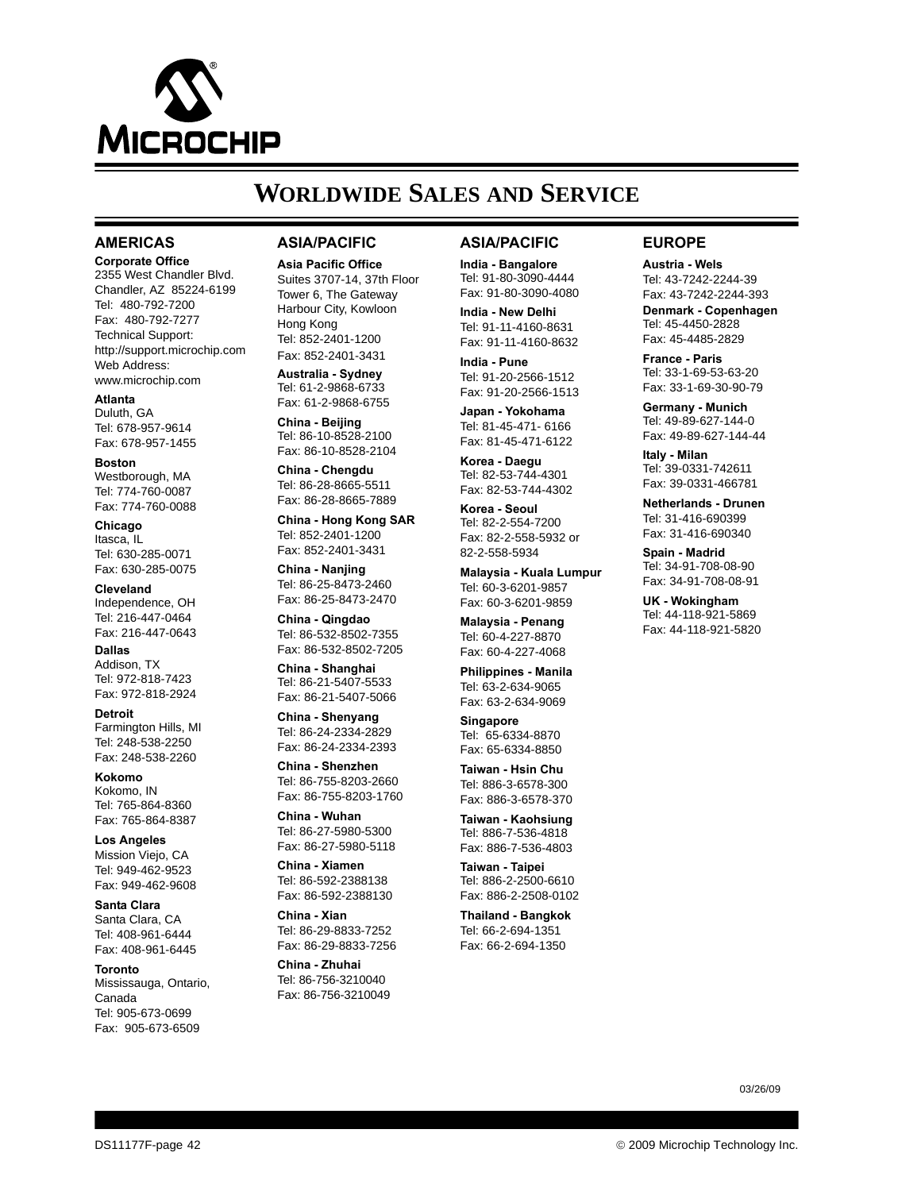# WORLDWIDE SALES AND SERVICE

## AMERICAS

**Corporate Office**
2355 West Chandler Blvd.
Chandler, AZ 85224-6199
Tel: 480-792-7200
Fax: 480-792-7277
Technical Support:
http://support.microchip.com
Web Address:
www.microchip.com

**Atlanta**
Duluth, GA
Tel: 678-957-9614
Fax: 678-957-1455

**Boston**
Westborough, MA
Tel: 774-760-0087
Fax: 774-760-0088

**Chicago**
Itasca, IL
Tel: 630-285-0071
Fax: 630-285-0075

**Cleveland**
Independence, OH
Tel: 216-447-0464
Fax: 216-447-0643

**Dallas**
Addison, TX
Tel: 972-818-7423
Fax: 972-818-2924

**Detroit**
Farmington Hills, MI
Tel: 248-538-2250
Fax: 248-538-2260

**Kokomo**
Kokomo, IN
Tel: 765-864-8360
Fax: 765-864-8387

**Los Angeles**
Mission Viejo, CA
Tel: 949-462-9523
Fax: 949-462-9608

**Santa Clara**
Santa Clara, CA
Tel: 408-961-6444
Fax: 408-961-6445

**Toronto**
Mississauga, Ontario,
Canada
Tel: 905-673-0699
Fax: 905-673-6509

## ASIA/PACIFIC

**Asia Pacific Office**
Suites 3707-14, 37th Floor
Tower 6, The Gateway
Harbour City, Kowloon
Hong Kong
Tel: 852-2401-1200
Fax: 852-2401-3431

**Australia - Sydney**
Tel: 61-2-9868-6733
Fax: 61-2-9868-6755

**China - Beijing**
Tel: 86-10-8528-2100
Fax: 86-10-8528-2104

**China - Chengdu**
Tel: 86-28-8665-5511
Fax: 86-28-8665-7889

**China - Hong Kong SAR**
Tel: 852-2401-1200
Fax: 852-2401-3431

**China - Nanjing**
Tel: 86-25-8473-2460
Fax: 86-25-8473-2470

**China - Qingdao**
Tel: 86-532-8502-7355
Fax: 86-532-8502-7205

**China - Shanghai**
Tel: 86-21-5407-5533
Fax: 86-21-5407-5066

**China - Shenyang**
Tel: 86-24-2334-2829
Fax: 86-24-2334-2393

**China - Shenzhen**
Tel: 86-755-8203-2660
Fax: 86-755-8203-1760

**China - Wuhan**
Tel: 86-27-5980-5300
Fax: 86-27-5980-5118

**China - Xiamen**
Tel: 86-592-2388138
Fax: 86-592-2388130

**China - Xian**
Tel: 86-29-8833-7252
Fax: 86-29-8833-7256

**China - Zhuhai**
Tel: 86-756-3210040
Fax: 86-756-3210049

## ASIA/PACIFIC

**India - Bangalore**
Tel: 91-80-3090-4444
Fax: 91-80-3090-4080

**India - New Delhi**
Tel: 91-11-4160-8631
Fax: 91-11-4160-8632

**India - Pune**
Tel: 91-20-2566-1512
Fax: 91-20-2566-1513

**Japan - Yokohama**
Tel: 81-45-471- 6166
Fax: 81-45-471-6122

**Korea - Daegu**
Tel: 82-53-744-4301
Fax: 82-53-744-4302

**Korea - Seoul**
Tel: 82-2-554-7200
Fax: 82-2-558-5932 or
82-2-558-5934

**Malaysia - Kuala Lumpur**
Tel: 60-3-6201-9857
Fax: 60-3-6201-9859

**Malaysia - Penang**
Tel: 60-4-227-8870
Fax: 60-4-227-4068

**Philippines - Manila**
Tel: 63-2-634-9065
Fax: 63-2-634-9069

**Singapore**
Tel: 65-6334-8870
Fax: 65-6334-8850

**Taiwan - Hsin Chu**
Tel: 886-3-6578-300
Fax: 886-3-6578-370

**Taiwan - Kaohsiung**
Tel: 886-7-536-4818
Fax: 886-7-536-4803

**Taiwan - Taipei**
Tel: 886-2-2500-6610
Fax: 886-2-2508-0102

**Thailand - Bangkok**
Tel: 66-2-694-1351
Fax: 66-2-694-1350

## EUROPE

**Austria - Wels**
Tel: 43-7242-2244-39
Fax: 43-7242-2244-393

**Denmark - Copenhagen**
Tel: 45-4450-2828
Fax: 45-4485-2829

**France - Paris**
Tel: 33-1-69-53-63-20
Fax: 33-1-69-30-90-79

**Germany - Munich**
Tel: 49-89-627-144-0
Fax: 49-89-627-144-44

**Italy - Milan**
Tel: 39-0331-742611
Fax: 39-0331-466781

**Netherlands - Drunen**
Tel: 31-416-690399
Fax: 31-416-690340

**Spain - Madrid**
Tel: 34-91-708-08-90
Fax: 34-91-708-08-91

**UK - Wokingham**
Tel: 44-118-921-5869
Fax: 44-118-921-5820

03/26/09